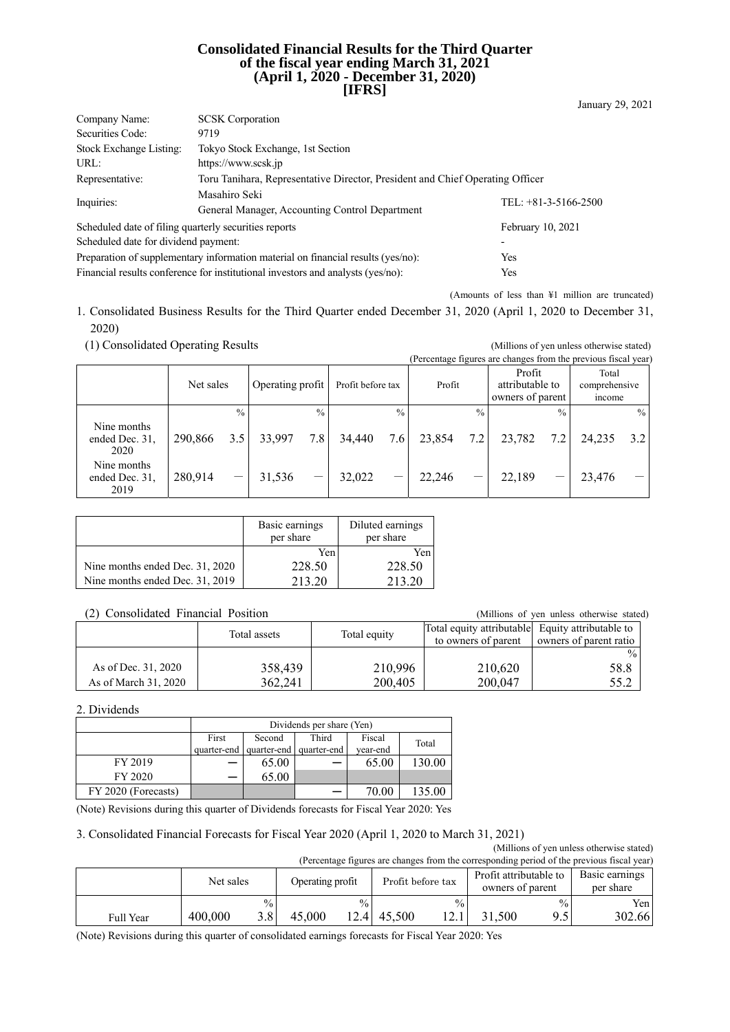# Consolidated Financial Results for the Third Quarter of the fiscal year ending March 31, 2021 (April 1, 2020 - December 31, 2020) [IFRS]

January 29, 2021

| | | |
|---|---|---|
| Company Name: | SCSK Corporation | |
| Securities Code: | 9719 | |
| Stock Exchange Listing: | Tokyo Stock Exchange, 1st Section | |
| URL: | https://www.scsk.jp | |
| Representative: | Toru Tanihara, Representative Director, President and Chief Operating Officer | |
| Inquiries: | Masahiro Seki<br>General Manager, Accounting Control Department | TEL: +81-3-5166-2500 |
| Scheduled date of filing quarterly securities reports | | February 10, 2021 |
| Scheduled date for dividend payment: | | - |
| Preparation of supplementary information material on financial results (yes/no): | | Yes |
| Financial results conference for institutional investors and analysts (yes/no): | | Yes |

(Amounts of less than ¥1 million are truncated)

1. Consolidated Business Results for the Third Quarter ended December 31, 2020 (April 1, 2020 to December 31, 2020)

(1) Consolidated Operating Results

(Millions of yen unless otherwise stated)
(Percentage figures are changes from the previous fiscal year)

| | Net sales | | Operating profit | | Profit before tax | | Profit | | Profit attributable to owners of parent | | Total comprehensive income | |
|---|---|---|---|---|---|---|---|---|---|---|---|---|
| | | % | | % | | % | | % | | % | | % |
| Nine months ended Dec. 31, 2020 | 290,866 | 3.5 | 33,997 | 7.8 | 34,440 | 7.6 | 23,854 | 7.2 | 23,782 | 7.2 | 24,235 | 3.2 |
| Nine months ended Dec. 31, 2019 | 280,914 | ― | 31,536 | ― | 32,022 | ― | 22,246 | ― | 22,189 | ― | 23,476 | ― |

| | Basic earnings per share | Diluted earnings per share |
|---|---|---|
| | Yen | Yen |
| Nine months ended Dec. 31, 2020 | 228.50 | 228.50 |
| Nine months ended Dec. 31, 2019 | 213.20 | 213.20 |

(2) Consolidated Financial Position

(Millions of yen unless otherwise stated)

| | Total assets | Total equity | Total equity attributable to owners of parent | Equity attributable to owners of parent ratio |
|---|---|---|---|---|
| | | | | % |
| As of Dec. 31, 2020 | 358,439 | 210,996 | 210,620 | 58.8 |
| As of March 31, 2020 | 362,241 | 200,405 | 200,047 | 55.2 |

2. Dividends

| | Dividends per share (Yen) | | | | |
|---|---|---|---|---|---|
| | First quarter-end | Second quarter-end | Third quarter-end | Fiscal year-end | Total |
| FY 2019 | ― | 65.00 | ― | 65.00 | 130.00 |
| FY 2020 | ― | 65.00 | | | |
| FY 2020 (Forecasts) | | | ― | 70.00 | 135.00 |

(Note) Revisions during this quarter of Dividends forecasts for Fiscal Year 2020: Yes

3. Consolidated Financial Forecasts for Fiscal Year 2020 (April 1, 2020 to March 31, 2021)

(Millions of yen unless otherwise stated)
(Percentage figures are changes from the corresponding period of the previous fiscal year)

| | Net sales | | Operating profit | | Profit before tax | | Profit attributable to owners of parent | | Basic earnings per share |
|---|---|---|---|---|---|---|---|---|---|
| | | % | | % | | % | | % | Yen |
| Full Year | 400,000 | 3.8 | 45,000 | 12.4 | 45,500 | 12.1 | 31,500 | 9.5 | 302.66 |

(Note) Revisions during this quarter of consolidated earnings forecasts for Fiscal Year 2020: Yes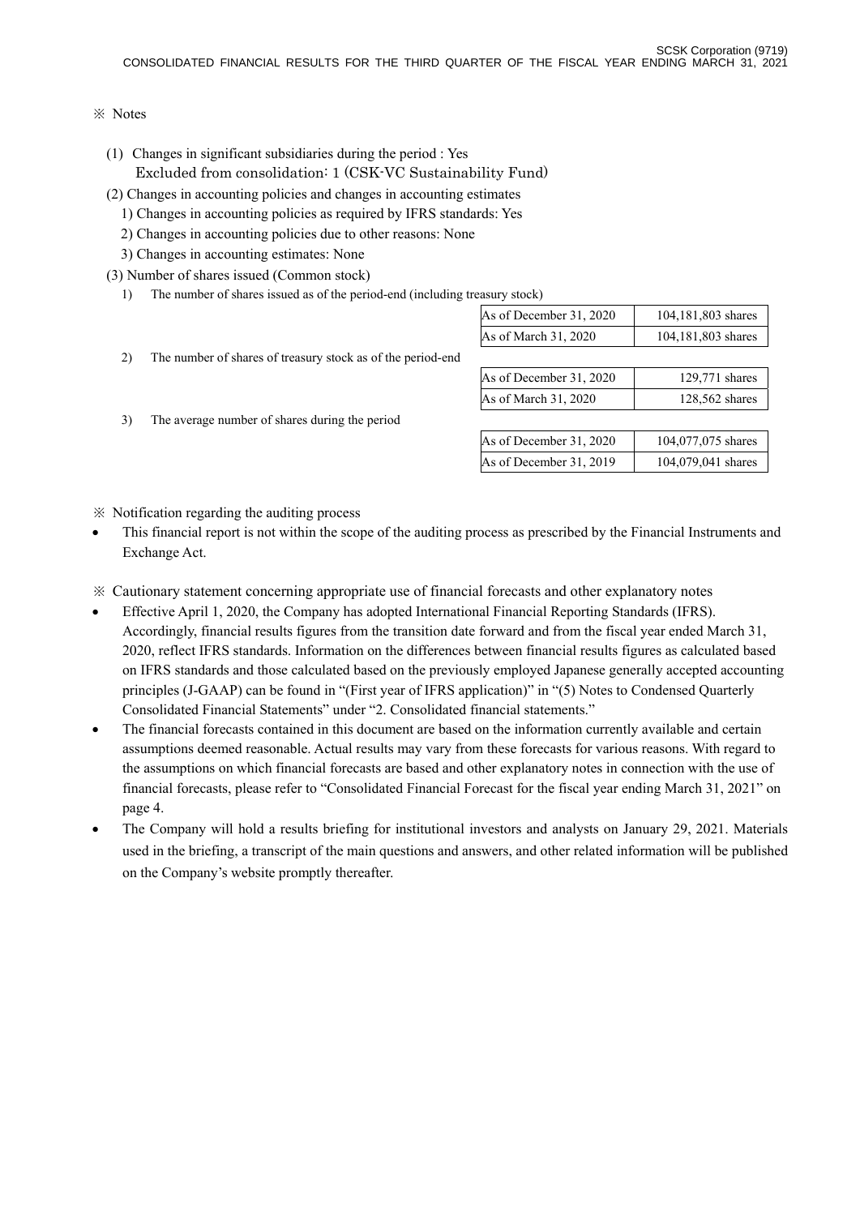※ Notes

(1) Changes in significant subsidiaries during the period : Yes
Excluded from consolidation: 1 (CSK-VC Sustainability Fund)

(2) Changes in accounting policies and changes in accounting estimates
1) Changes in accounting policies as required by IFRS standards: Yes
2) Changes in accounting policies due to other reasons: None
3) Changes in accounting estimates: None

(3) Number of shares issued (Common stock)

1) The number of shares issued as of the period-end (including treasury stock)

| | |
|---|---|
| As of December 31, 2020 | 104,181,803 shares |
| As of March 31, 2020 | 104,181,803 shares |

2) The number of shares of treasury stock as of the period-end

| | |
|---|---|
| As of December 31, 2020 | 129,771 shares |
| As of March 31, 2020 | 128,562 shares |

3) The average number of shares during the period

| | |
|---|---|
| As of December 31, 2020 | 104,077,075 shares |
| As of December 31, 2019 | 104,079,041 shares |

※ Notification regarding the auditing process

- This financial report is not within the scope of the auditing process as prescribed by the Financial Instruments and Exchange Act.

※ Cautionary statement concerning appropriate use of financial forecasts and other explanatory notes

- Effective April 1, 2020, the Company has adopted International Financial Reporting Standards (IFRS). Accordingly, financial results figures from the transition date forward and from the fiscal year ended March 31, 2020, reflect IFRS standards. Information on the differences between financial results figures as calculated based on IFRS standards and those calculated based on the previously employed Japanese generally accepted accounting principles (J-GAAP) can be found in "(First year of IFRS application)" in "(5) Notes to Condensed Quarterly Consolidated Financial Statements" under "2. Consolidated financial statements."
- The financial forecasts contained in this document are based on the information currently available and certain assumptions deemed reasonable. Actual results may vary from these forecasts for various reasons. With regard to the assumptions on which financial forecasts are based and other explanatory notes in connection with the use of financial forecasts, please refer to "Consolidated Financial Forecast for the fiscal year ending March 31, 2021" on page 4.
- The Company will hold a results briefing for institutional investors and analysts on January 29, 2021. Materials used in the briefing, a transcript of the main questions and answers, and other related information will be published on the Company's website promptly thereafter.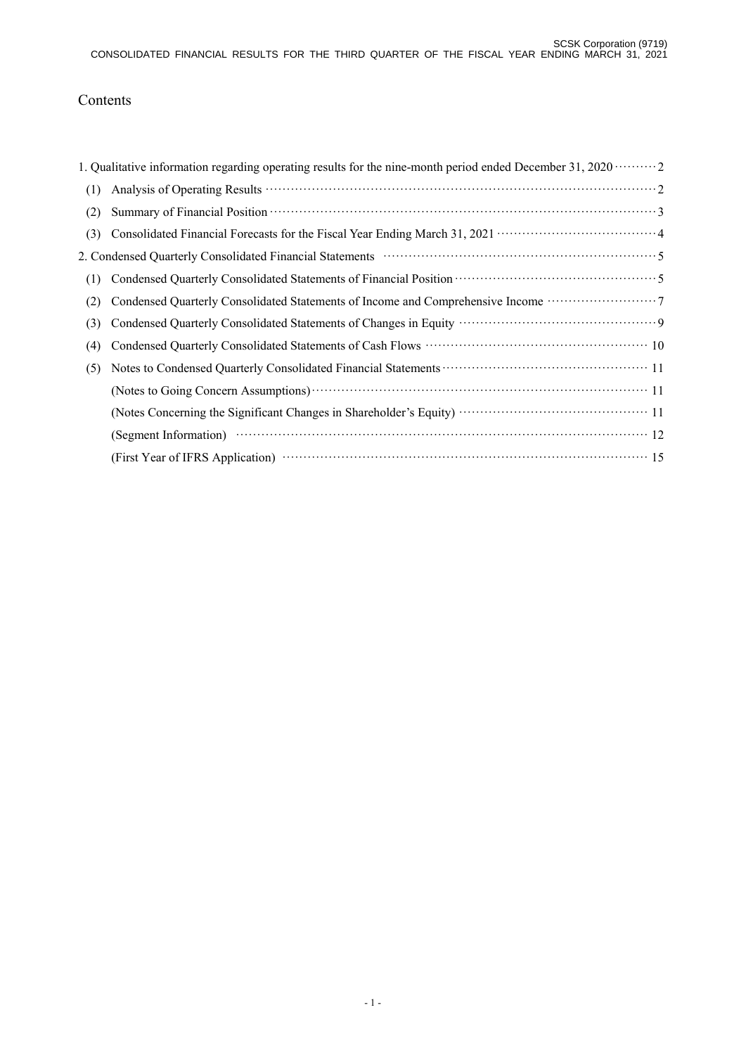# Contents

1. Qualitative information regarding operating results for the nine-month period ended December 31, 2020 ·········· 2
   (1) Analysis of Operating Results ·········· 2
   (2) Summary of Financial Position ·········· 3
   (3) Consolidated Financial Forecasts for the Fiscal Year Ending March 31, 2021 ·········· 4
2. Condensed Quarterly Consolidated Financial Statements ·········· 5
   (1) Condensed Quarterly Consolidated Statements of Financial Position ·········· 5
   (2) Condensed Quarterly Consolidated Statements of Income and Comprehensive Income ·········· 7
   (3) Condensed Quarterly Consolidated Statements of Changes in Equity ·········· 9
   (4) Condensed Quarterly Consolidated Statements of Cash Flows ·········· 10
   (5) Notes to Condensed Quarterly Consolidated Financial Statements ·········· 11
      (Notes to Going Concern Assumptions) ·········· 11
      (Notes Concerning the Significant Changes in Shareholder's Equity) ·········· 11
      (Segment Information) ·········· 12
      (First Year of IFRS Application) ·········· 15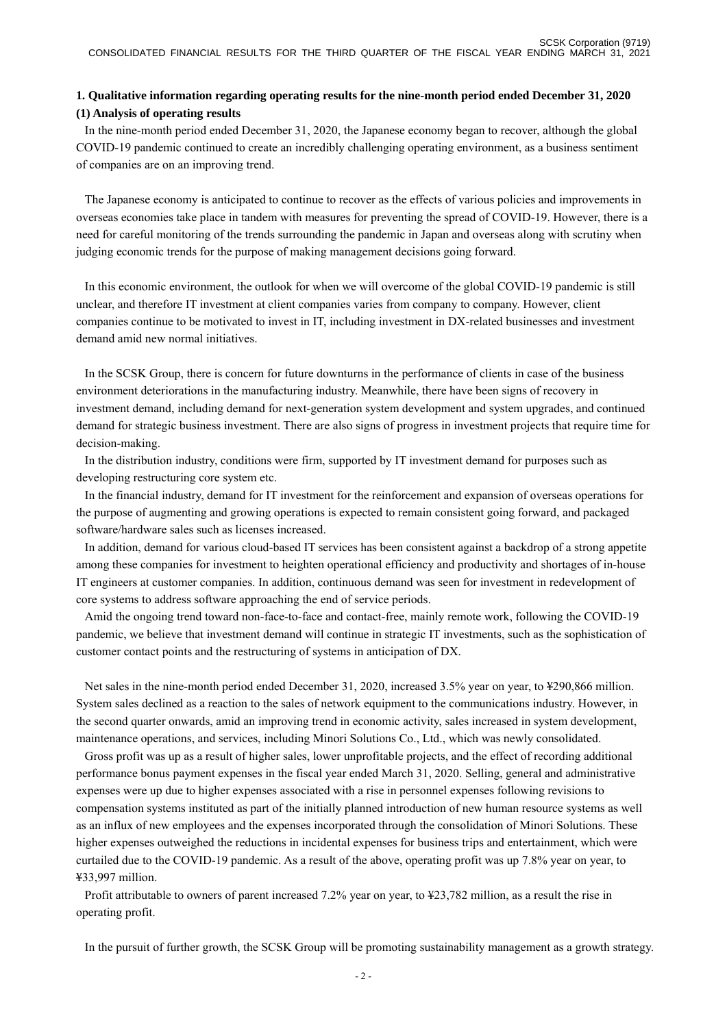## 1. Qualitative information regarding operating results for the nine-month period ended December 31, 2020

### (1) Analysis of operating results

In the nine-month period ended December 31, 2020, the Japanese economy began to recover, although the global COVID-19 pandemic continued to create an incredibly challenging operating environment, as a business sentiment of companies are on an improving trend.

The Japanese economy is anticipated to continue to recover as the effects of various policies and improvements in overseas economies take place in tandem with measures for preventing the spread of COVID-19. However, there is a need for careful monitoring of the trends surrounding the pandemic in Japan and overseas along with scrutiny when judging economic trends for the purpose of making management decisions going forward.

In this economic environment, the outlook for when we will overcome of the global COVID-19 pandemic is still unclear, and therefore IT investment at client companies varies from company to company. However, client companies continue to be motivated to invest in IT, including investment in DX-related businesses and investment demand amid new normal initiatives.

In the SCSK Group, there is concern for future downturns in the performance of clients in case of the business environment deteriorations in the manufacturing industry. Meanwhile, there have been signs of recovery in investment demand, including demand for next-generation system development and system upgrades, and continued demand for strategic business investment. There are also signs of progress in investment projects that require time for decision-making.

In the distribution industry, conditions were firm, supported by IT investment demand for purposes such as developing restructuring core system etc.

In the financial industry, demand for IT investment for the reinforcement and expansion of overseas operations for the purpose of augmenting and growing operations is expected to remain consistent going forward, and packaged software/hardware sales such as licenses increased.

In addition, demand for various cloud-based IT services has been consistent against a backdrop of a strong appetite among these companies for investment to heighten operational efficiency and productivity and shortages of in-house IT engineers at customer companies. In addition, continuous demand was seen for investment in redevelopment of core systems to address software approaching the end of service periods.

Amid the ongoing trend toward non-face-to-face and contact-free, mainly remote work, following the COVID-19 pandemic, we believe that investment demand will continue in strategic IT investments, such as the sophistication of customer contact points and the restructuring of systems in anticipation of DX.

Net sales in the nine-month period ended December 31, 2020, increased 3.5% year on year, to ¥290,866 million. System sales declined as a reaction to the sales of network equipment to the communications industry. However, in the second quarter onwards, amid an improving trend in economic activity, sales increased in system development, maintenance operations, and services, including Minori Solutions Co., Ltd., which was newly consolidated.

Gross profit was up as a result of higher sales, lower unprofitable projects, and the effect of recording additional performance bonus payment expenses in the fiscal year ended March 31, 2020. Selling, general and administrative expenses were up due to higher expenses associated with a rise in personnel expenses following revisions to compensation systems instituted as part of the initially planned introduction of new human resource systems as well as an influx of new employees and the expenses incorporated through the consolidation of Minori Solutions. These higher expenses outweighed the reductions in incidental expenses for business trips and entertainment, which were curtailed due to the COVID-19 pandemic. As a result of the above, operating profit was up 7.8% year on year, to ¥33,997 million.

Profit attributable to owners of parent increased 7.2% year on year, to ¥23,782 million, as a result the rise in operating profit.

In the pursuit of further growth, the SCSK Group will be promoting sustainability management as a growth strategy.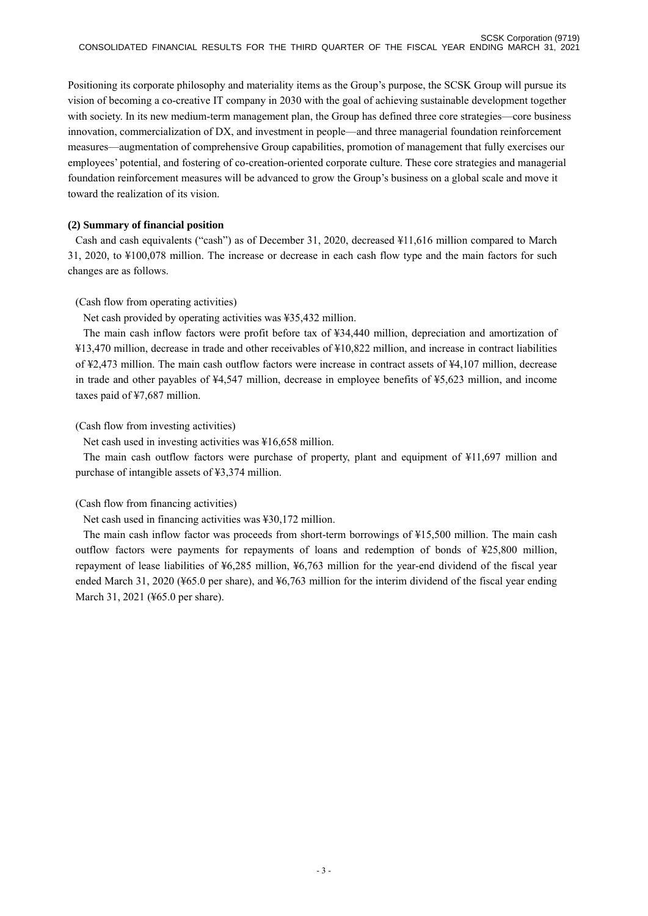Positioning its corporate philosophy and materiality items as the Group's purpose, the SCSK Group will pursue its vision of becoming a co-creative IT company in 2030 with the goal of achieving sustainable development together with society. In its new medium-term management plan, the Group has defined three core strategies—core business innovation, commercialization of DX, and investment in people—and three managerial foundation reinforcement measures—augmentation of comprehensive Group capabilities, promotion of management that fully exercises our employees' potential, and fostering of co-creation-oriented corporate culture. These core strategies and managerial foundation reinforcement measures will be advanced to grow the Group's business on a global scale and move it toward the realization of its vision.

**(2) Summary of financial position**

Cash and cash equivalents ("cash") as of December 31, 2020, decreased ¥11,616 million compared to March 31, 2020, to ¥100,078 million. The increase or decrease in each cash flow type and the main factors for such changes are as follows.

(Cash flow from operating activities)

Net cash provided by operating activities was ¥35,432 million.

The main cash inflow factors were profit before tax of ¥34,440 million, depreciation and amortization of ¥13,470 million, decrease in trade and other receivables of ¥10,822 million, and increase in contract liabilities of ¥2,473 million. The main cash outflow factors were increase in contract assets of ¥4,107 million, decrease in trade and other payables of ¥4,547 million, decrease in employee benefits of ¥5,623 million, and income taxes paid of ¥7,687 million.

(Cash flow from investing activities)

Net cash used in investing activities was ¥16,658 million.

The main cash outflow factors were purchase of property, plant and equipment of ¥11,697 million and purchase of intangible assets of ¥3,374 million.

(Cash flow from financing activities)

Net cash used in financing activities was ¥30,172 million.

The main cash inflow factor was proceeds from short-term borrowings of ¥15,500 million. The main cash outflow factors were payments for repayments of loans and redemption of bonds of ¥25,800 million, repayment of lease liabilities of ¥6,285 million, ¥6,763 million for the year-end dividend of the fiscal year ended March 31, 2020 (¥65.0 per share), and ¥6,763 million for the interim dividend of the fiscal year ending March 31, 2021 (¥65.0 per share).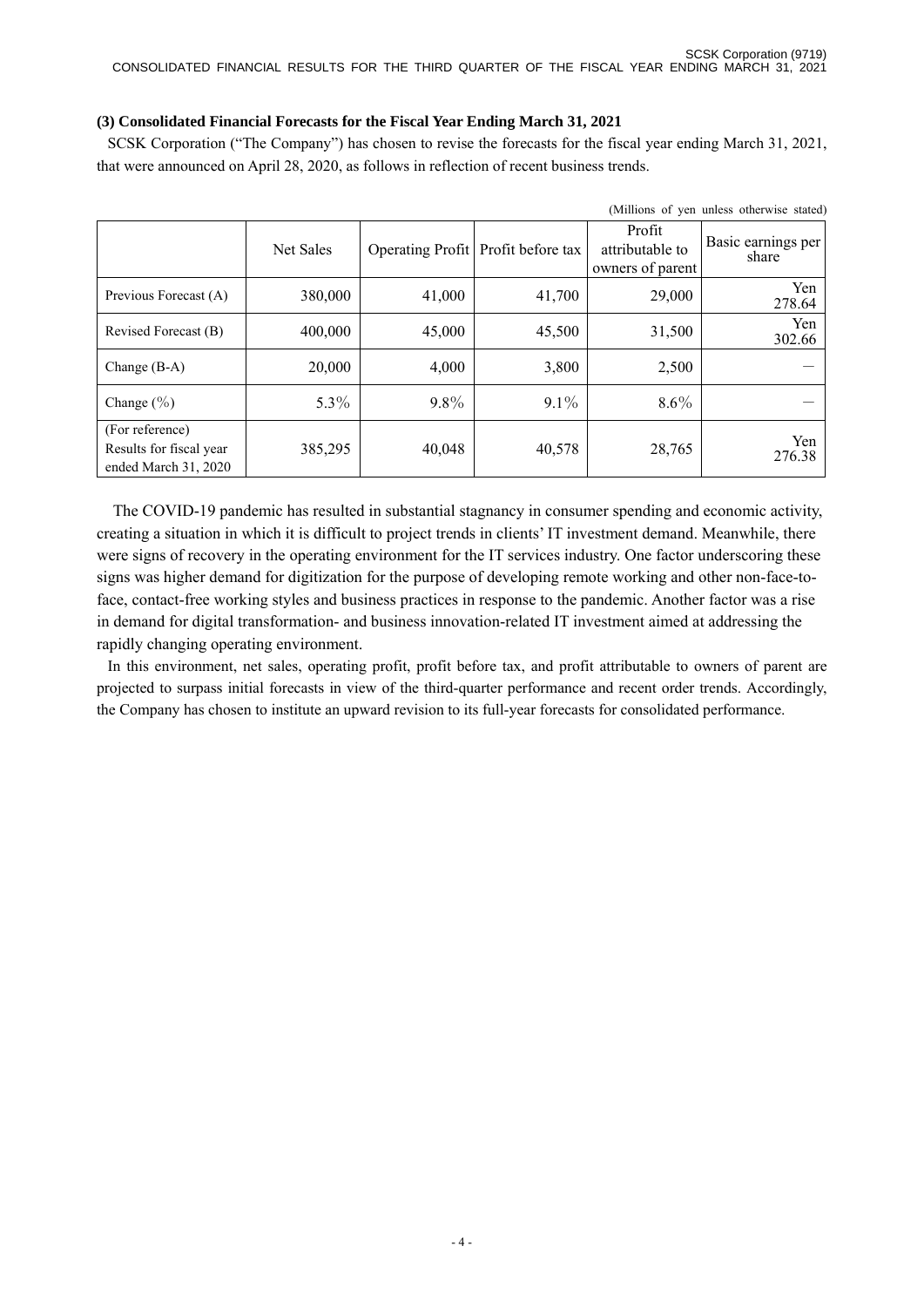### (3) Consolidated Financial Forecasts for the Fiscal Year Ending March 31, 2021

SCSK Corporation ("The Company") has chosen to revise the forecasts for the fiscal year ending March 31, 2021, that were announced on April 28, 2020, as follows in reflection of recent business trends.

(Millions of yen unless otherwise stated)

| | Net Sales | Operating Profit | Profit before tax | Profit attributable to owners of parent | Basic earnings per share |
|---|---|---|---|---|---|
| Previous Forecast (A) | 380,000 | 41,000 | 41,700 | 29,000 | Yen 278.64 |
| Revised Forecast (B) | 400,000 | 45,000 | 45,500 | 31,500 | Yen 302.66 |
| Change (B-A) | 20,000 | 4,000 | 3,800 | 2,500 | — |
| Change (%) | 5.3% | 9.8% | 9.1% | 8.6% | — |
| (For reference) Results for fiscal year ended March 31, 2020 | 385,295 | 40,048 | 40,578 | 28,765 | Yen 276.38 |

The COVID-19 pandemic has resulted in substantial stagnancy in consumer spending and economic activity, creating a situation in which it is difficult to project trends in clients' IT investment demand. Meanwhile, there were signs of recovery in the operating environment for the IT services industry. One factor underscoring these signs was higher demand for digitization for the purpose of developing remote working and other non-face-to-face, contact-free working styles and business practices in response to the pandemic. Another factor was a rise in demand for digital transformation- and business innovation-related IT investment aimed at addressing the rapidly changing operating environment.

In this environment, net sales, operating profit, profit before tax, and profit attributable to owners of parent are projected to surpass initial forecasts in view of the third-quarter performance and recent order trends. Accordingly, the Company has chosen to institute an upward revision to its full-year forecasts for consolidated performance.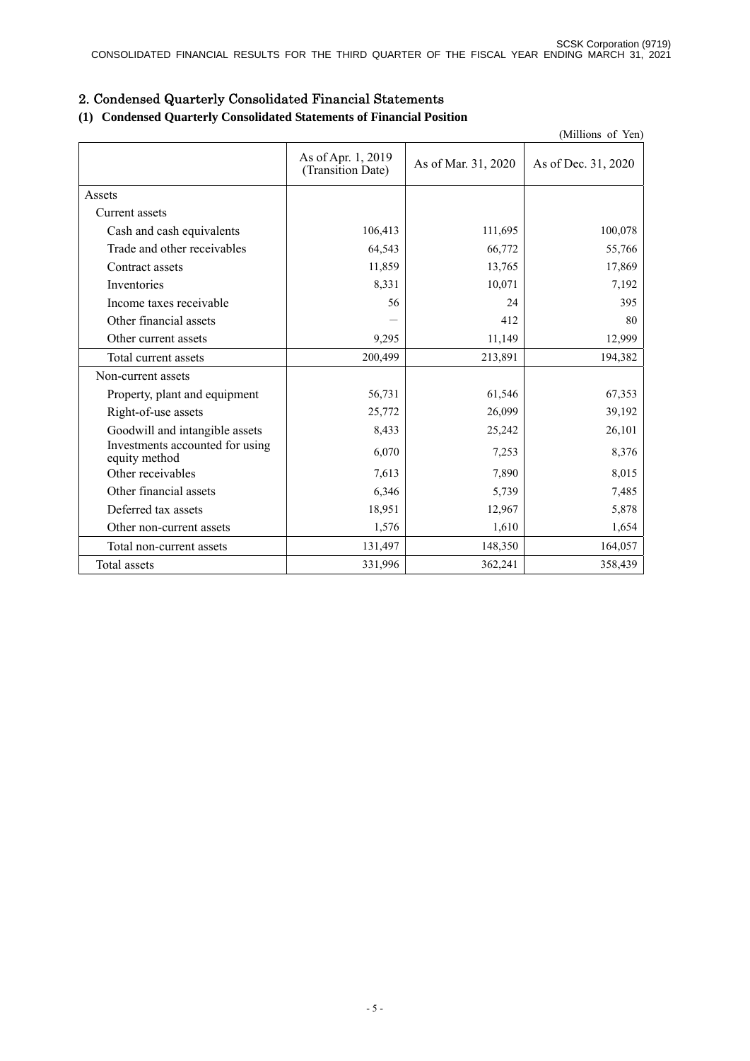## 2. Condensed Quarterly Consolidated Financial Statements

### (1) Condensed Quarterly Consolidated Statements of Financial Position

(Millions of Yen)

| | As of Apr. 1, 2019 (Transition Date) | As of Mar. 31, 2020 | As of Dec. 31, 2020 |
|---|---|---|---|
| Assets | | | |
| Current assets | | | |
| Cash and cash equivalents | 106,413 | 111,695 | 100,078 |
| Trade and other receivables | 64,543 | 66,772 | 55,766 |
| Contract assets | 11,859 | 13,765 | 17,869 |
| Inventories | 8,331 | 10,071 | 7,192 |
| Income taxes receivable | 56 | 24 | 395 |
| Other financial assets | — | 412 | 80 |
| Other current assets | 9,295 | 11,149 | 12,999 |
| Total current assets | 200,499 | 213,891 | 194,382 |
| Non-current assets | | | |
| Property, plant and equipment | 56,731 | 61,546 | 67,353 |
| Right-of-use assets | 25,772 | 26,099 | 39,192 |
| Goodwill and intangible assets | 8,433 | 25,242 | 26,101 |
| Investments accounted for using equity method | 6,070 | 7,253 | 8,376 |
| Other receivables | 7,613 | 7,890 | 8,015 |
| Other financial assets | 6,346 | 5,739 | 7,485 |
| Deferred tax assets | 18,951 | 12,967 | 5,878 |
| Other non-current assets | 1,576 | 1,610 | 1,654 |
| Total non-current assets | 131,497 | 148,350 | 164,057 |
| Total assets | 331,996 | 362,241 | 358,439 |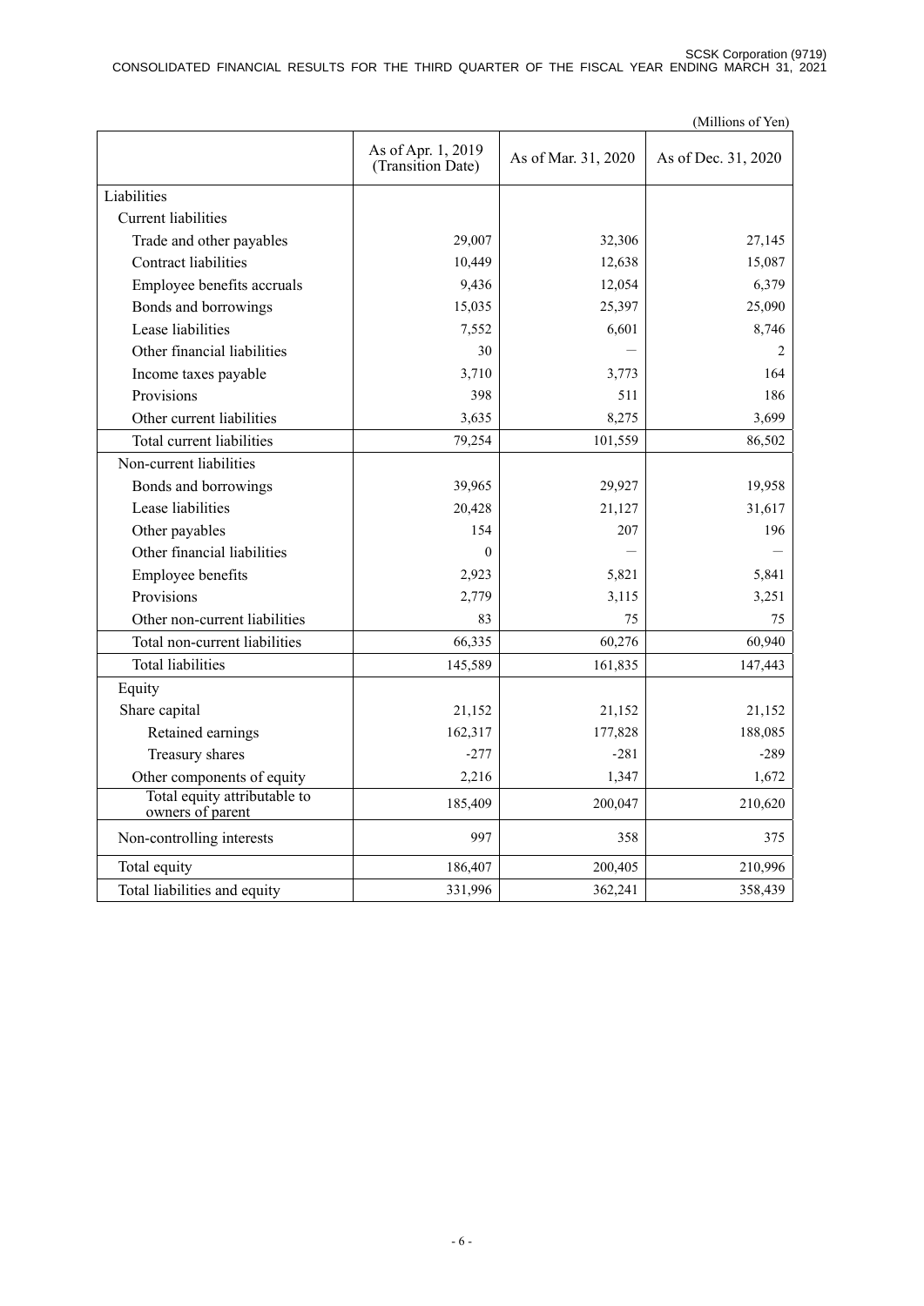(Millions of Yen)

| | As of Apr. 1, 2019 (Transition Date) | As of Mar. 31, 2020 | As of Dec. 31, 2020 |
|---|---|---|---|
| Liabilities | | | |
| Current liabilities | | | |
| Trade and other payables | 29,007 | 32,306 | 27,145 |
| Contract liabilities | 10,449 | 12,638 | 15,087 |
| Employee benefits accruals | 9,436 | 12,054 | 6,379 |
| Bonds and borrowings | 15,035 | 25,397 | 25,090 |
| Lease liabilities | 7,552 | 6,601 | 8,746 |
| Other financial liabilities | 30 | ― | 2 |
| Income taxes payable | 3,710 | 3,773 | 164 |
| Provisions | 398 | 511 | 186 |
| Other current liabilities | 3,635 | 8,275 | 3,699 |
| Total current liabilities | 79,254 | 101,559 | 86,502 |
| Non-current liabilities | | | |
| Bonds and borrowings | 39,965 | 29,927 | 19,958 |
| Lease liabilities | 20,428 | 21,127 | 31,617 |
| Other payables | 154 | 207 | 196 |
| Other financial liabilities | 0 | ― | ― |
| Employee benefits | 2,923 | 5,821 | 5,841 |
| Provisions | 2,779 | 3,115 | 3,251 |
| Other non-current liabilities | 83 | 75 | 75 |
| Total non-current liabilities | 66,335 | 60,276 | 60,940 |
| Total liabilities | 145,589 | 161,835 | 147,443 |
| Equity | | | |
| Share capital | 21,152 | 21,152 | 21,152 |
| Retained earnings | 162,317 | 177,828 | 188,085 |
| Treasury shares | -277 | -281 | -289 |
| Other components of equity | 2,216 | 1,347 | 1,672 |
| Total equity attributable to owners of parent | 185,409 | 200,047 | 210,620 |
| Non-controlling interests | 997 | 358 | 375 |
| Total equity | 186,407 | 200,405 | 210,996 |
| Total liabilities and equity | 331,996 | 362,241 | 358,439 |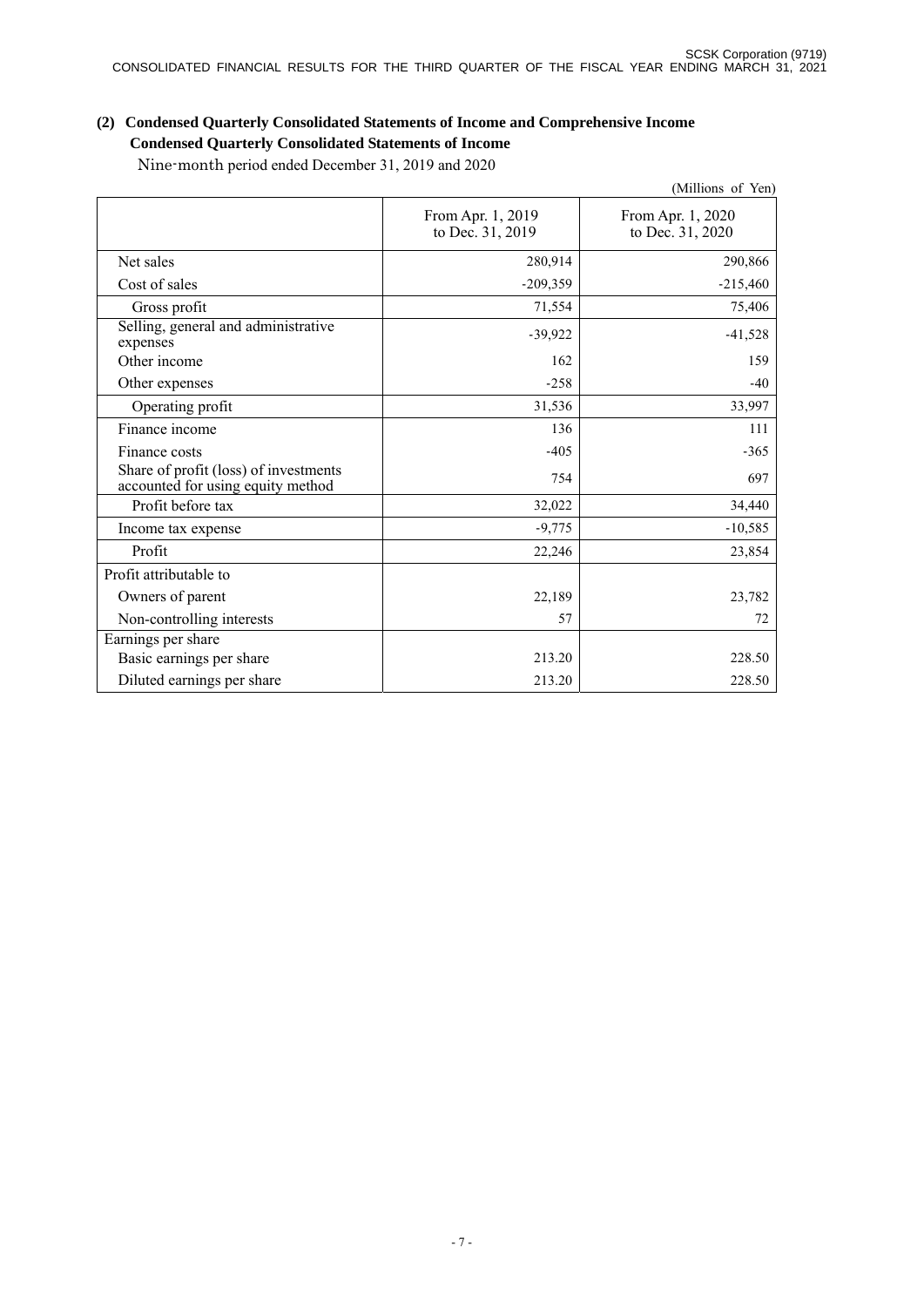## (2) Condensed Quarterly Consolidated Statements of Income and Comprehensive Income

### Condensed Quarterly Consolidated Statements of Income

Nine-month period ended December 31, 2019 and 2020

(Millions of Yen)

| | From Apr. 1, 2019 to Dec. 31, 2019 | From Apr. 1, 2020 to Dec. 31, 2020 |
|---|---|---|
| Net sales | 280,914 | 290,866 |
| Cost of sales | -209,359 | -215,460 |
| Gross profit | 71,554 | 75,406 |
| Selling, general and administrative expenses | -39,922 | -41,528 |
| Other income | 162 | 159 |
| Other expenses | -258 | -40 |
| Operating profit | 31,536 | 33,997 |
| Finance income | 136 | 111 |
| Finance costs | -405 | -365 |
| Share of profit (loss) of investments accounted for using equity method | 754 | 697 |
| Profit before tax | 32,022 | 34,440 |
| Income tax expense | -9,775 | -10,585 |
| Profit | 22,246 | 23,854 |
| Profit attributable to | | |
| Owners of parent | 22,189 | 23,782 |
| Non-controlling interests | 57 | 72 |
| Earnings per share | | |
| Basic earnings per share | 213.20 | 228.50 |
| Diluted earnings per share | 213.20 | 228.50 |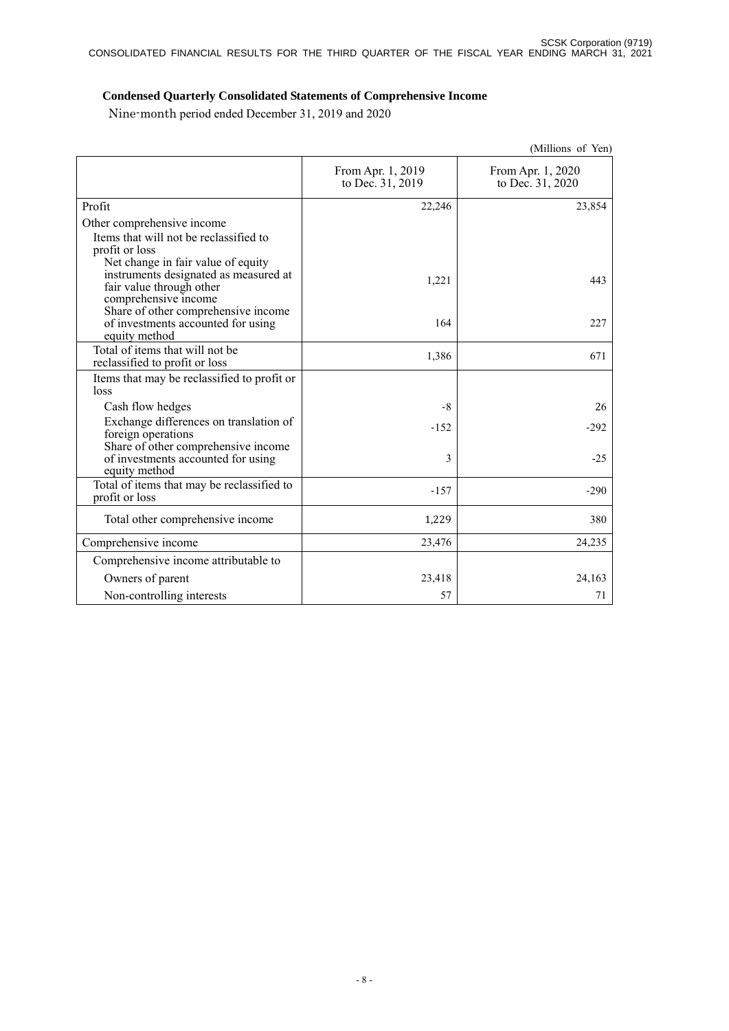**Condensed Quarterly Consolidated Statements of Comprehensive Income**

Nine-month period ended December 31, 2019 and 2020

(Millions of Yen)

| | From Apr. 1, 2019 to Dec. 31, 2019 | From Apr. 1, 2020 to Dec. 31, 2020 |
|---|---|---|
| Profit | 22,246 | 23,854 |
| Other comprehensive income | | |
| Items that will not be reclassified to profit or loss | | |
| Net change in fair value of equity instruments designated as measured at fair value through other comprehensive income | 1,221 | 443 |
| Share of other comprehensive income of investments accounted for using equity method | 164 | 227 |
| Total of items that will not be reclassified to profit or loss | 1,386 | 671 |
| Items that may be reclassified to profit or loss | | |
| Cash flow hedges | -8 | 26 |
| Exchange differences on translation of foreign operations | -152 | -292 |
| Share of other comprehensive income of investments accounted for using equity method | 3 | -25 |
| Total of items that may be reclassified to profit or loss | -157 | -290 |
| Total other comprehensive income | 1,229 | 380 |
| Comprehensive income | 23,476 | 24,235 |
| Comprehensive income attributable to | | |
| Owners of parent | 23,418 | 24,163 |
| Non-controlling interests | 57 | 71 |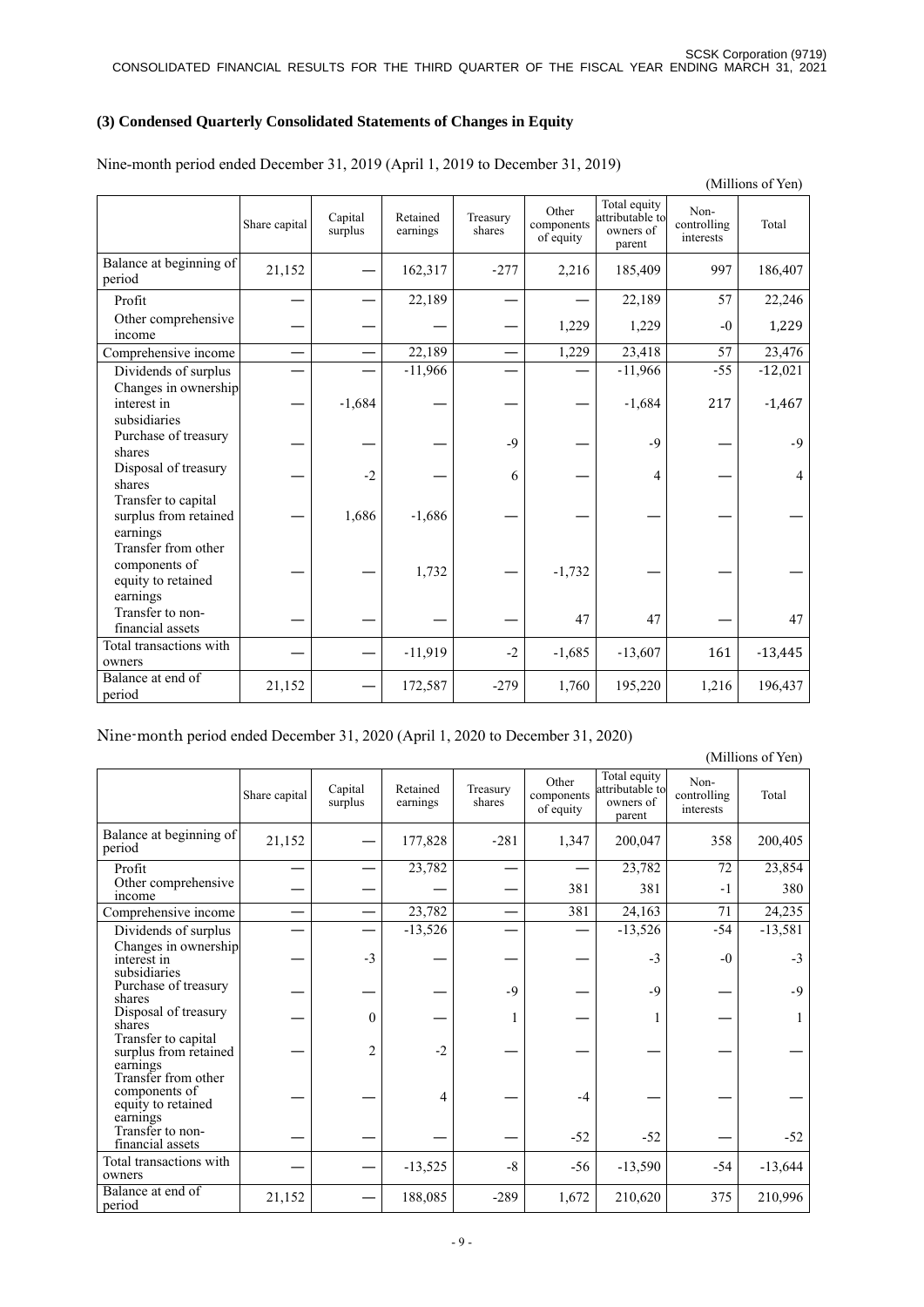### (3) Condensed Quarterly Consolidated Statements of Changes in Equity

Nine-month period ended December 31, 2019 (April 1, 2019 to December 31, 2019)

(Millions of Yen)

| | Share capital | Capital surplus | Retained earnings | Treasury shares | Other components of equity | Total equity attributable to owners of parent | Non-controlling interests | Total |
|---|---|---|---|---|---|---|---|---|
| Balance at beginning of period | 21,152 | ― | 162,317 | -277 | 2,216 | 185,409 | 997 | 186,407 |
| Profit | ― | ― | 22,189 | ― | ― | 22,189 | 57 | 22,246 |
| Other comprehensive income | ― | ― | ― | ― | 1,229 | 1,229 | -0 | 1,229 |
| Comprehensive income | ― | ― | 22,189 | ― | 1,229 | 23,418 | 57 | 23,476 |
| Dividends of surplus | ― | ― | -11,966 | ― | ― | -11,966 | -55 | -12,021 |
| Changes in ownership interest in subsidiaries | ― | -1,684 | ― | ― | ― | -1,684 | 217 | -1,467 |
| Purchase of treasury shares | ― | ― | ― | -9 | ― | -9 | ― | -9 |
| Disposal of treasury shares | ― | -2 | ― | 6 | ― | 4 | ― | 4 |
| Transfer to capital surplus from retained earnings | ― | 1,686 | -1,686 | ― | ― | ― | ― | ― |
| Transfer from other components of equity to retained earnings | ― | ― | 1,732 | ― | -1,732 | ― | ― | ― |
| Transfer to non-financial assets | ― | ― | ― | ― | 47 | 47 | ― | 47 |
| Total transactions with owners | ― | ― | -11,919 | -2 | -1,685 | -13,607 | 161 | -13,445 |
| Balance at end of period | 21,152 | ― | 172,587 | -279 | 1,760 | 195,220 | 1,216 | 196,437 |

Nine-month period ended December 31, 2020 (April 1, 2020 to December 31, 2020)

(Millions of Yen)

| | Share capital | Capital surplus | Retained earnings | Treasury shares | Other components of equity | Total equity attributable to owners of parent | Non-controlling interests | Total |
|---|---|---|---|---|---|---|---|---|
| Balance at beginning of period | 21,152 | ― | 177,828 | -281 | 1,347 | 200,047 | 358 | 200,405 |
| Profit | ― | ― | 23,782 | ― | ― | 23,782 | 72 | 23,854 |
| Other comprehensive income | ― | ― | ― | ― | 381 | 381 | -1 | 380 |
| Comprehensive income | ― | ― | 23,782 | ― | 381 | 24,163 | 71 | 24,235 |
| Dividends of surplus | ― | ― | -13,526 | ― | ― | -13,526 | -54 | -13,581 |
| Changes in ownership interest in subsidiaries | ― | -3 | ― | ― | ― | -3 | -0 | -3 |
| Purchase of treasury shares | ― | ― | ― | -9 | ― | -9 | ― | -9 |
| Disposal of treasury shares | ― | 0 | ― | 1 | ― | 1 | ― | 1 |
| Transfer to capital surplus from retained earnings | ― | 2 | -2 | ― | ― | ― | ― | ― |
| Transfer from other components of equity to retained earnings | ― | ― | 4 | ― | -4 | ― | ― | ― |
| Transfer to non-financial assets | ― | ― | ― | ― | -52 | -52 | ― | -52 |
| Total transactions with owners | ― | ― | -13,525 | -8 | -56 | -13,590 | -54 | -13,644 |
| Balance at end of period | 21,152 | ― | 188,085 | -289 | 1,672 | 210,620 | 375 | 210,996 |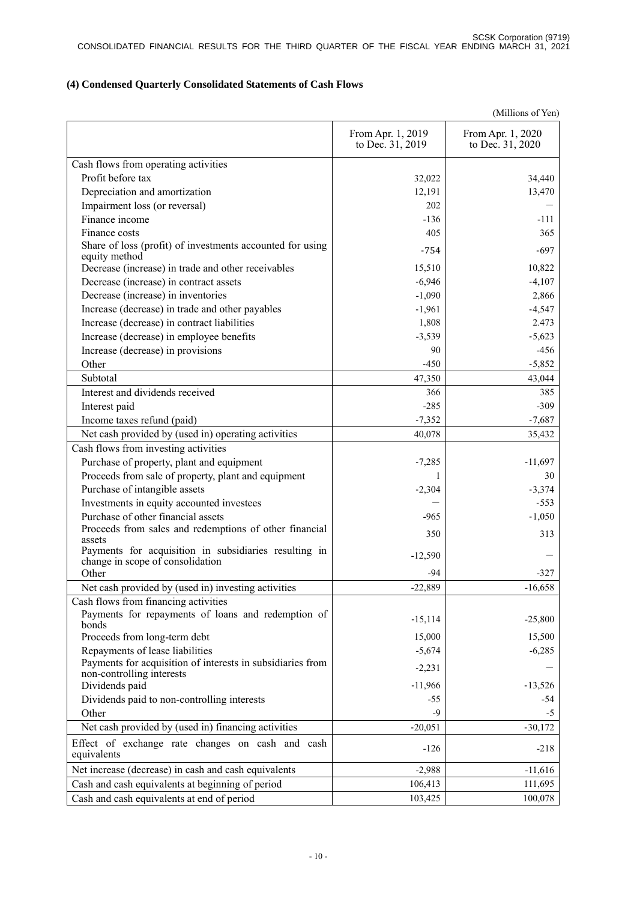### (4) Condensed Quarterly Consolidated Statements of Cash Flows

(Millions of Yen)

| | From Apr. 1, 2019 to Dec. 31, 2019 | From Apr. 1, 2020 to Dec. 31, 2020 |
|---|---|---|
| Cash flows from operating activities | | |
| Profit before tax | 32,022 | 34,440 |
| Depreciation and amortization | 12,191 | 13,470 |
| Impairment loss (or reversal) | 202 | — |
| Finance income | -136 | -111 |
| Finance costs | 405 | 365 |
| Share of loss (profit) of investments accounted for using equity method | -754 | -697 |
| Decrease (increase) in trade and other receivables | 15,510 | 10,822 |
| Decrease (increase) in contract assets | -6,946 | -4,107 |
| Decrease (increase) in inventories | -1,090 | 2,866 |
| Increase (decrease) in trade and other payables | -1,961 | -4,547 |
| Increase (decrease) in contract liabilities | 1,808 | 2.473 |
| Increase (decrease) in employee benefits | -3,539 | -5,623 |
| Increase (decrease) in provisions | 90 | -456 |
| Other | -450 | -5,852 |
| Subtotal | 47,350 | 43,044 |
| Interest and dividends received | 366 | 385 |
| Interest paid | -285 | -309 |
| Income taxes refund (paid) | -7,352 | -7,687 |
| Net cash provided by (used in) operating activities | 40,078 | 35,432 |
| Cash flows from investing activities | | |
| Purchase of property, plant and equipment | -7,285 | -11,697 |
| Proceeds from sale of property, plant and equipment | 1 | 30 |
| Purchase of intangible assets | -2,304 | -3,374 |
| Investments in equity accounted investees | — | -553 |
| Purchase of other financial assets | -965 | -1,050 |
| Proceeds from sales and redemptions of other financial assets | 350 | 313 |
| Payments for acquisition in subsidiaries resulting in change in scope of consolidation | -12,590 | — |
| Other | -94 | -327 |
| Net cash provided by (used in) investing activities | -22,889 | -16,658 |
| Cash flows from financing activities | | |
| Payments for repayments of loans and redemption of bonds | -15,114 | -25,800 |
| Proceeds from long-term debt | 15,000 | 15,500 |
| Repayments of lease liabilities | -5,674 | -6,285 |
| Payments for acquisition of interests in subsidiaries from non-controlling interests | -2,231 | — |
| Dividends paid | -11,966 | -13,526 |
| Dividends paid to non-controlling interests | -55 | -54 |
| Other | -9 | -5 |
| Net cash provided by (used in) financing activities | -20,051 | -30,172 |
| Effect of exchange rate changes on cash and cash equivalents | -126 | -218 |
| Net increase (decrease) in cash and cash equivalents | -2,988 | -11,616 |
| Cash and cash equivalents at beginning of period | 106,413 | 111,695 |
| Cash and cash equivalents at end of period | 103,425 | 100,078 |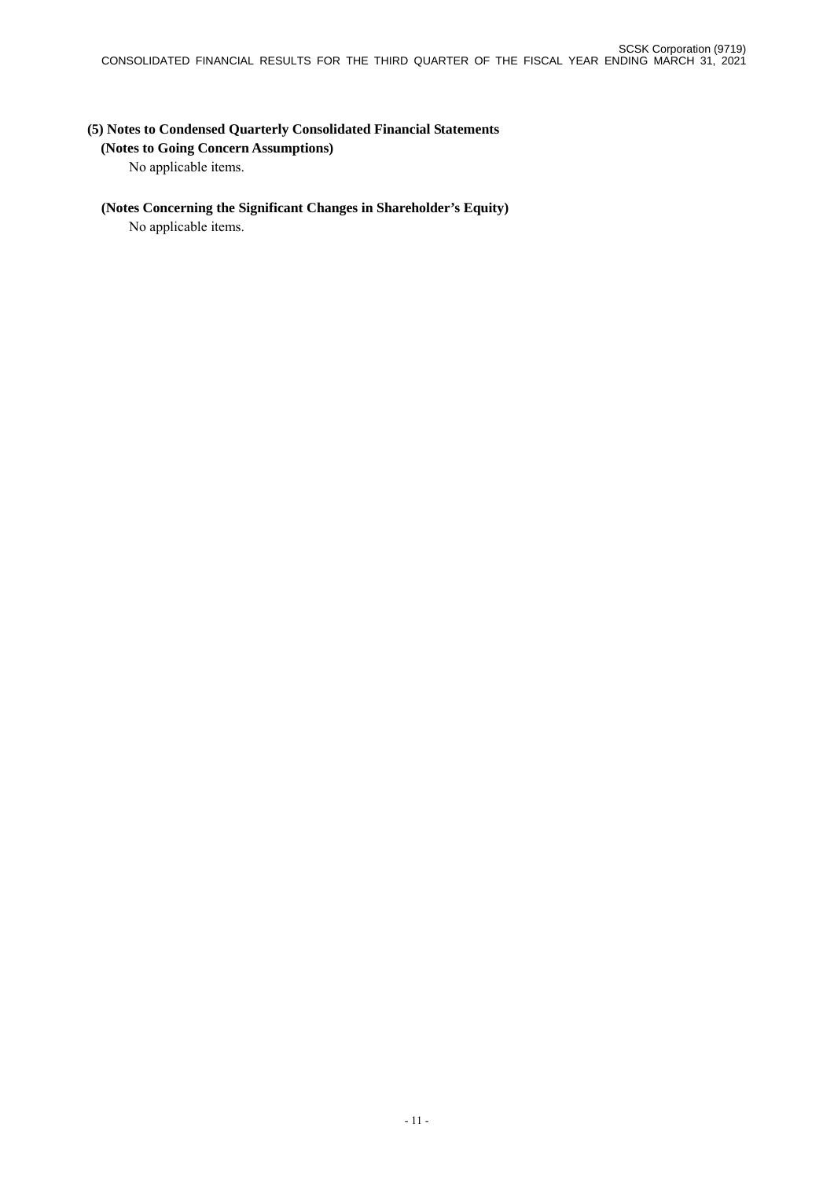### (5) Notes to Condensed Quarterly Consolidated Financial Statements

**(Notes to Going Concern Assumptions)**

No applicable items.

**(Notes Concerning the Significant Changes in Shareholder's Equity)**

No applicable items.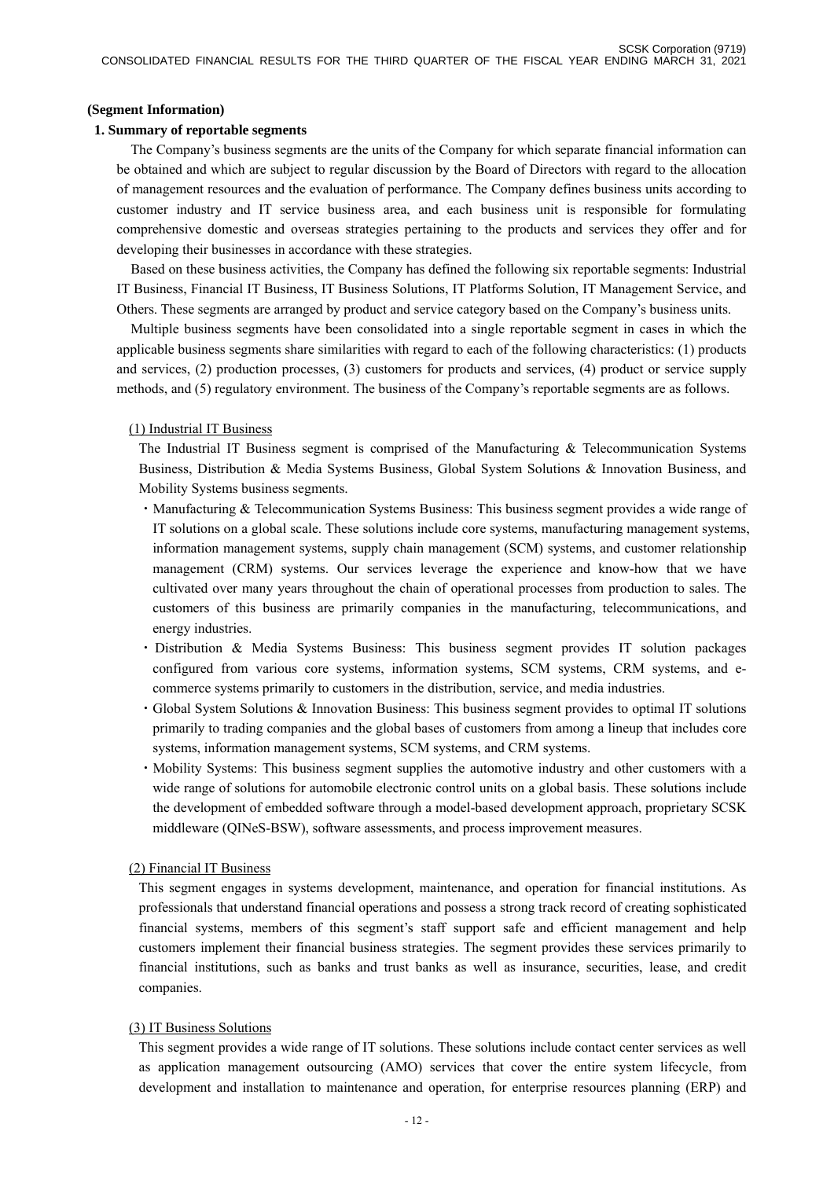**(Segment Information)**

**1. Summary of reportable segments**

The Company's business segments are the units of the Company for which separate financial information can be obtained and which are subject to regular discussion by the Board of Directors with regard to the allocation of management resources and the evaluation of performance. The Company defines business units according to customer industry and IT service business area, and each business unit is responsible for formulating comprehensive domestic and overseas strategies pertaining to the products and services they offer and for developing their businesses in accordance with these strategies.

Based on these business activities, the Company has defined the following six reportable segments: Industrial IT Business, Financial IT Business, IT Business Solutions, IT Platforms Solution, IT Management Service, and Others. These segments are arranged by product and service category based on the Company's business units.

Multiple business segments have been consolidated into a single reportable segment in cases in which the applicable business segments share similarities with regard to each of the following characteristics: (1) products and services, (2) production processes, (3) customers for products and services, (4) product or service supply methods, and (5) regulatory environment. The business of the Company's reportable segments are as follows.

(1) Industrial IT Business

The Industrial IT Business segment is comprised of the Manufacturing & Telecommunication Systems Business, Distribution & Media Systems Business, Global System Solutions & Innovation Business, and Mobility Systems business segments.

・Manufacturing & Telecommunication Systems Business: This business segment provides a wide range of IT solutions on a global scale. These solutions include core systems, manufacturing management systems, information management systems, supply chain management (SCM) systems, and customer relationship management (CRM) systems. Our services leverage the experience and know-how that we have cultivated over many years throughout the chain of operational processes from production to sales. The customers of this business are primarily companies in the manufacturing, telecommunications, and energy industries.

・Distribution & Media Systems Business: This business segment provides IT solution packages configured from various core systems, information systems, SCM systems, CRM systems, and e-commerce systems primarily to customers in the distribution, service, and media industries.

・Global System Solutions & Innovation Business: This business segment provides to optimal IT solutions primarily to trading companies and the global bases of customers from among a lineup that includes core systems, information management systems, SCM systems, and CRM systems.

・Mobility Systems: This business segment supplies the automotive industry and other customers with a wide range of solutions for automobile electronic control units on a global basis. These solutions include the development of embedded software through a model-based development approach, proprietary SCSK middleware (QINeS-BSW), software assessments, and process improvement measures.

(2) Financial IT Business

This segment engages in systems development, maintenance, and operation for financial institutions. As professionals that understand financial operations and possess a strong track record of creating sophisticated financial systems, members of this segment's staff support safe and efficient management and help customers implement their financial business strategies. The segment provides these services primarily to financial institutions, such as banks and trust banks as well as insurance, securities, lease, and credit companies.

(3) IT Business Solutions

This segment provides a wide range of IT solutions. These solutions include contact center services as well as application management outsourcing (AMO) services that cover the entire system lifecycle, from development and installation to maintenance and operation, for enterprise resources planning (ERP) and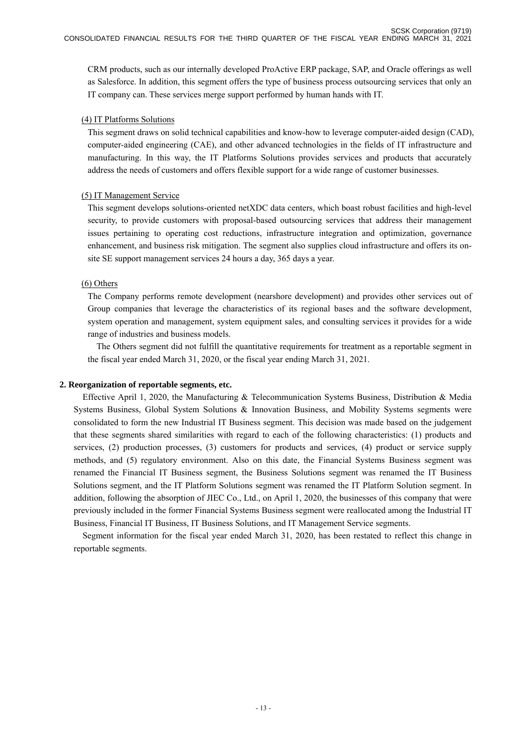CRM products, such as our internally developed ProActive ERP package, SAP, and Oracle offerings as well as Salesforce. In addition, this segment offers the type of business process outsourcing services that only an IT company can. These services merge support performed by human hands with IT.

(4) IT Platforms Solutions

This segment draws on solid technical capabilities and know-how to leverage computer-aided design (CAD), computer-aided engineering (CAE), and other advanced technologies in the fields of IT infrastructure and manufacturing. In this way, the IT Platforms Solutions provides services and products that accurately address the needs of customers and offers flexible support for a wide range of customer businesses.

(5) IT Management Service

This segment develops solutions-oriented netXDC data centers, which boast robust facilities and high-level security, to provide customers with proposal-based outsourcing services that address their management issues pertaining to operating cost reductions, infrastructure integration and optimization, governance enhancement, and business risk mitigation. The segment also supplies cloud infrastructure and offers its on-site SE support management services 24 hours a day, 365 days a year.

(6) Others

The Company performs remote development (nearshore development) and provides other services out of Group companies that leverage the characteristics of its regional bases and the software development, system operation and management, system equipment sales, and consulting services it provides for a wide range of industries and business models.

The Others segment did not fulfill the quantitative requirements for treatment as a reportable segment in the fiscal year ended March 31, 2020, or the fiscal year ending March 31, 2021.

**2. Reorganization of reportable segments, etc.**

Effective April 1, 2020, the Manufacturing & Telecommunication Systems Business, Distribution & Media Systems Business, Global System Solutions & Innovation Business, and Mobility Systems segments were consolidated to form the new Industrial IT Business segment. This decision was made based on the judgement that these segments shared similarities with regard to each of the following characteristics: (1) products and services, (2) production processes, (3) customers for products and services, (4) product or service supply methods, and (5) regulatory environment. Also on this date, the Financial Systems Business segment was renamed the Financial IT Business segment, the Business Solutions segment was renamed the IT Business Solutions segment, and the IT Platform Solutions segment was renamed the IT Platform Solution segment. In addition, following the absorption of JIEC Co., Ltd., on April 1, 2020, the businesses of this company that were previously included in the former Financial Systems Business segment were reallocated among the Industrial IT Business, Financial IT Business, IT Business Solutions, and IT Management Service segments.

Segment information for the fiscal year ended March 31, 2020, has been restated to reflect this change in reportable segments.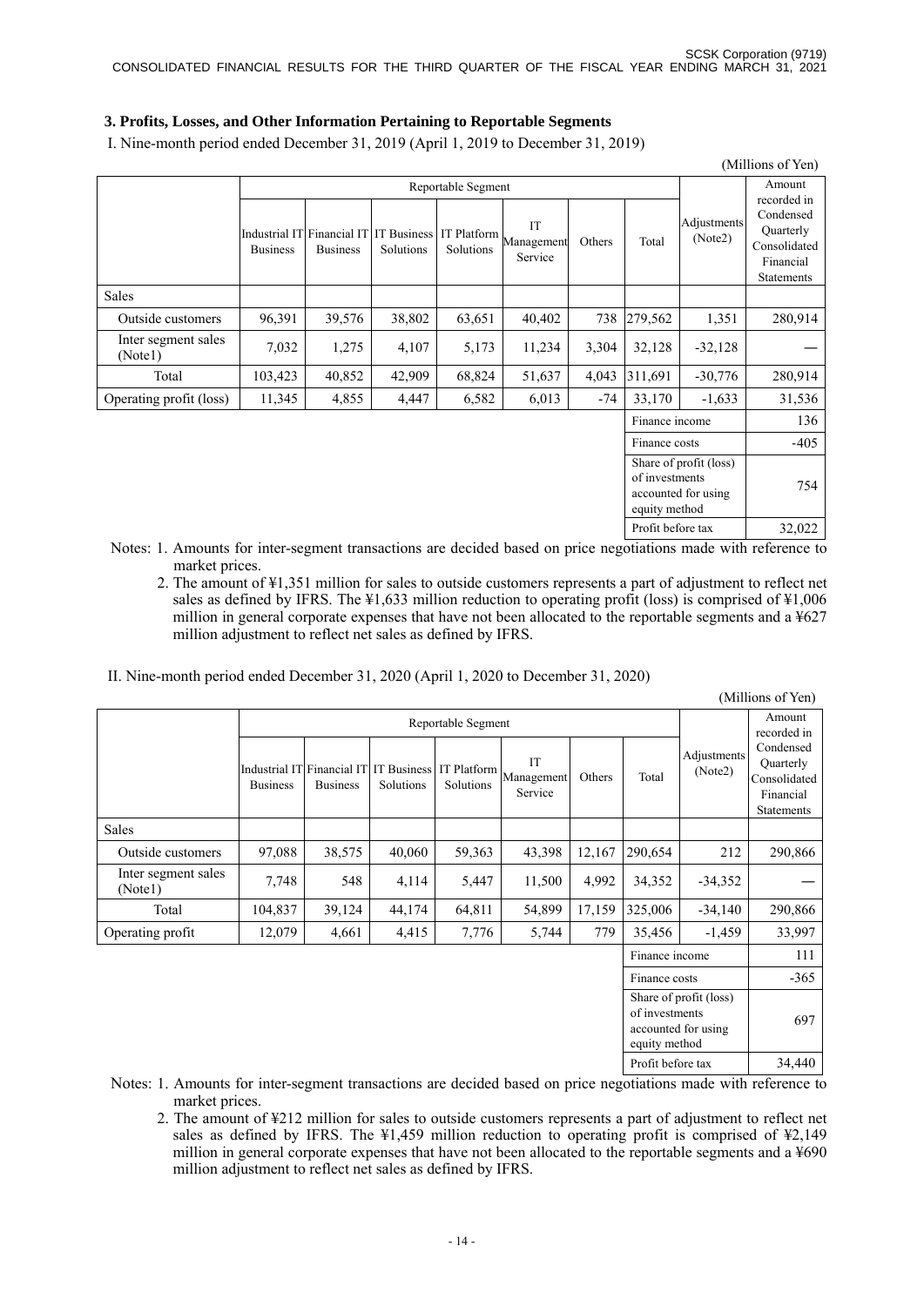### 3. Profits, Losses, and Other Information Pertaining to Reportable Segments

I. Nine-month period ended December 31, 2019 (April 1, 2019 to December 31, 2019)

(Millions of Yen)

| | Reportable Segment | | | | | | | Adjustments (Note2) | Amount recorded in Condensed Quarterly Consolidated Financial Statements |
|---|---|---|---|---|---|---|---|---|---|
| | Industrial IT Business | Financial IT Business | IT Business Solutions | IT Platform Solutions | IT Management Service | Others | Total | | |
| Sales | | | | | | | | | |
| Outside customers | 96,391 | 39,576 | 38,802 | 63,651 | 40,402 | 738 | 279,562 | 1,351 | 280,914 |
| Inter segment sales (Note1) | 7,032 | 1,275 | 4,107 | 5,173 | 11,234 | 3,304 | 32,128 | -32,128 | ― |
| Total | 103,423 | 40,852 | 42,909 | 68,824 | 51,637 | 4,043 | 311,691 | -30,776 | 280,914 |
| Operating profit (loss) | 11,345 | 4,855 | 4,447 | 6,582 | 6,013 | -74 | 33,170 | -1,633 | 31,536 |
| | | | | | | | Finance income | | 136 |
| | | | | | | | Finance costs | | -405 |
| | | | | | | | Share of profit (loss) of investments accounted for using equity method | | 754 |
| | | | | | | | Profit before tax | | 32,022 |

Notes: 1. Amounts for inter-segment transactions are decided based on price negotiations made with reference to market prices.

2. The amount of ¥1,351 million for sales to outside customers represents a part of adjustment to reflect net sales as defined by IFRS. The ¥1,633 million reduction to operating profit (loss) is comprised of ¥1,006 million in general corporate expenses that have not been allocated to the reportable segments and a ¥627 million adjustment to reflect net sales as defined by IFRS.

II. Nine-month period ended December 31, 2020 (April 1, 2020 to December 31, 2020)

(Millions of Yen)

| | Reportable Segment | | | | | | | Adjustments (Note2) | Amount recorded in Condensed Quarterly Consolidated Financial Statements |
|---|---|---|---|---|---|---|---|---|---|
| | Industrial IT Business | Financial IT Business | IT Business Solutions | IT Platform Solutions | IT Management Service | Others | Total | | |
| Sales | | | | | | | | | |
| Outside customers | 97,088 | 38,575 | 40,060 | 59,363 | 43,398 | 12,167 | 290,654 | 212 | 290,866 |
| Inter segment sales (Note1) | 7,748 | 548 | 4,114 | 5,447 | 11,500 | 4,992 | 34,352 | -34,352 | ― |
| Total | 104,837 | 39,124 | 44,174 | 64,811 | 54,899 | 17,159 | 325,006 | -34,140 | 290,866 |
| Operating profit | 12,079 | 4,661 | 4,415 | 7,776 | 5,744 | 779 | 35,456 | -1,459 | 33,997 |
| | | | | | | | Finance income | | 111 |
| | | | | | | | Finance costs | | -365 |
| | | | | | | | Share of profit (loss) of investments accounted for using equity method | | 697 |
| | | | | | | | Profit before tax | | 34,440 |

Notes: 1. Amounts for inter-segment transactions are decided based on price negotiations made with reference to market prices.

2. The amount of ¥212 million for sales to outside customers represents a part of adjustment to reflect net sales as defined by IFRS. The ¥1,459 million reduction to operating profit is comprised of ¥2,149 million in general corporate expenses that have not been allocated to the reportable segments and a ¥690 million adjustment to reflect net sales as defined by IFRS.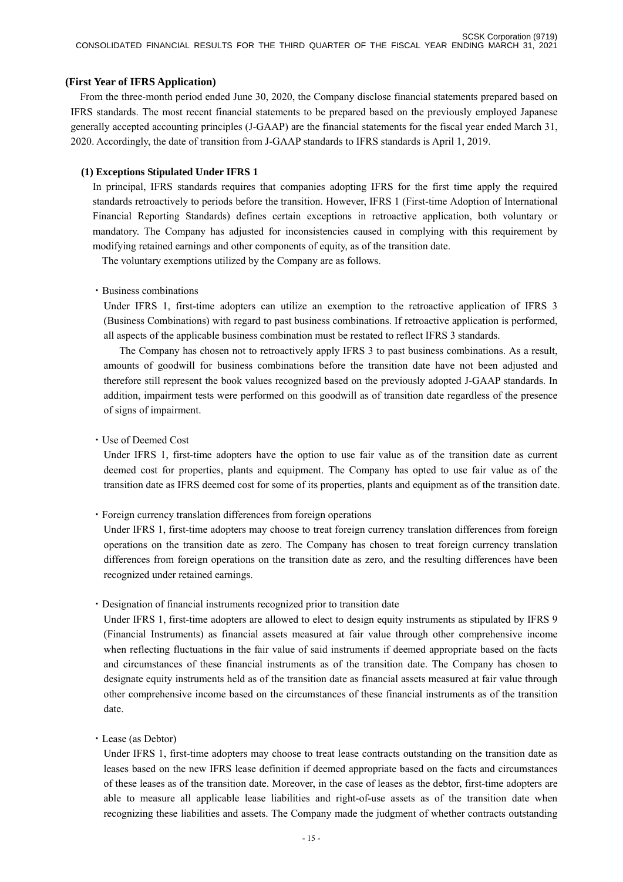**(First Year of IFRS Application)**

From the three-month period ended June 30, 2020, the Company disclose financial statements prepared based on IFRS standards. The most recent financial statements to be prepared based on the previously employed Japanese generally accepted accounting principles (J-GAAP) are the financial statements for the fiscal year ended March 31, 2020. Accordingly, the date of transition from J-GAAP standards to IFRS standards is April 1, 2019.

**(1) Exceptions Stipulated Under IFRS 1**

In principal, IFRS standards requires that companies adopting IFRS for the first time apply the required standards retroactively to periods before the transition. However, IFRS 1 (First-time Adoption of International Financial Reporting Standards) defines certain exceptions in retroactive application, both voluntary or mandatory. The Company has adjusted for inconsistencies caused in complying with this requirement by modifying retained earnings and other components of equity, as of the transition date.

The voluntary exemptions utilized by the Company are as follows.

・Business combinations

Under IFRS 1, first-time adopters can utilize an exemption to the retroactive application of IFRS 3 (Business Combinations) with regard to past business combinations. If retroactive application is performed, all aspects of the applicable business combination must be restated to reflect IFRS 3 standards.

The Company has chosen not to retroactively apply IFRS 3 to past business combinations. As a result, amounts of goodwill for business combinations before the transition date have not been adjusted and therefore still represent the book values recognized based on the previously adopted J-GAAP standards. In addition, impairment tests were performed on this goodwill as of transition date regardless of the presence of signs of impairment.

・Use of Deemed Cost

Under IFRS 1, first-time adopters have the option to use fair value as of the transition date as current deemed cost for properties, plants and equipment. The Company has opted to use fair value as of the transition date as IFRS deemed cost for some of its properties, plants and equipment as of the transition date.

・Foreign currency translation differences from foreign operations

Under IFRS 1, first-time adopters may choose to treat foreign currency translation differences from foreign operations on the transition date as zero. The Company has chosen to treat foreign currency translation differences from foreign operations on the transition date as zero, and the resulting differences have been recognized under retained earnings.

・Designation of financial instruments recognized prior to transition date

Under IFRS 1, first-time adopters are allowed to elect to design equity instruments as stipulated by IFRS 9 (Financial Instruments) as financial assets measured at fair value through other comprehensive income when reflecting fluctuations in the fair value of said instruments if deemed appropriate based on the facts and circumstances of these financial instruments as of the transition date. The Company has chosen to designate equity instruments held as of the transition date as financial assets measured at fair value through other comprehensive income based on the circumstances of these financial instruments as of the transition date.

・Lease (as Debtor)

Under IFRS 1, first-time adopters may choose to treat lease contracts outstanding on the transition date as leases based on the new IFRS lease definition if deemed appropriate based on the facts and circumstances of these leases as of the transition date. Moreover, in the case of leases as the debtor, first-time adopters are able to measure all applicable lease liabilities and right-of-use assets as of the transition date when recognizing these liabilities and assets. The Company made the judgment of whether contracts outstanding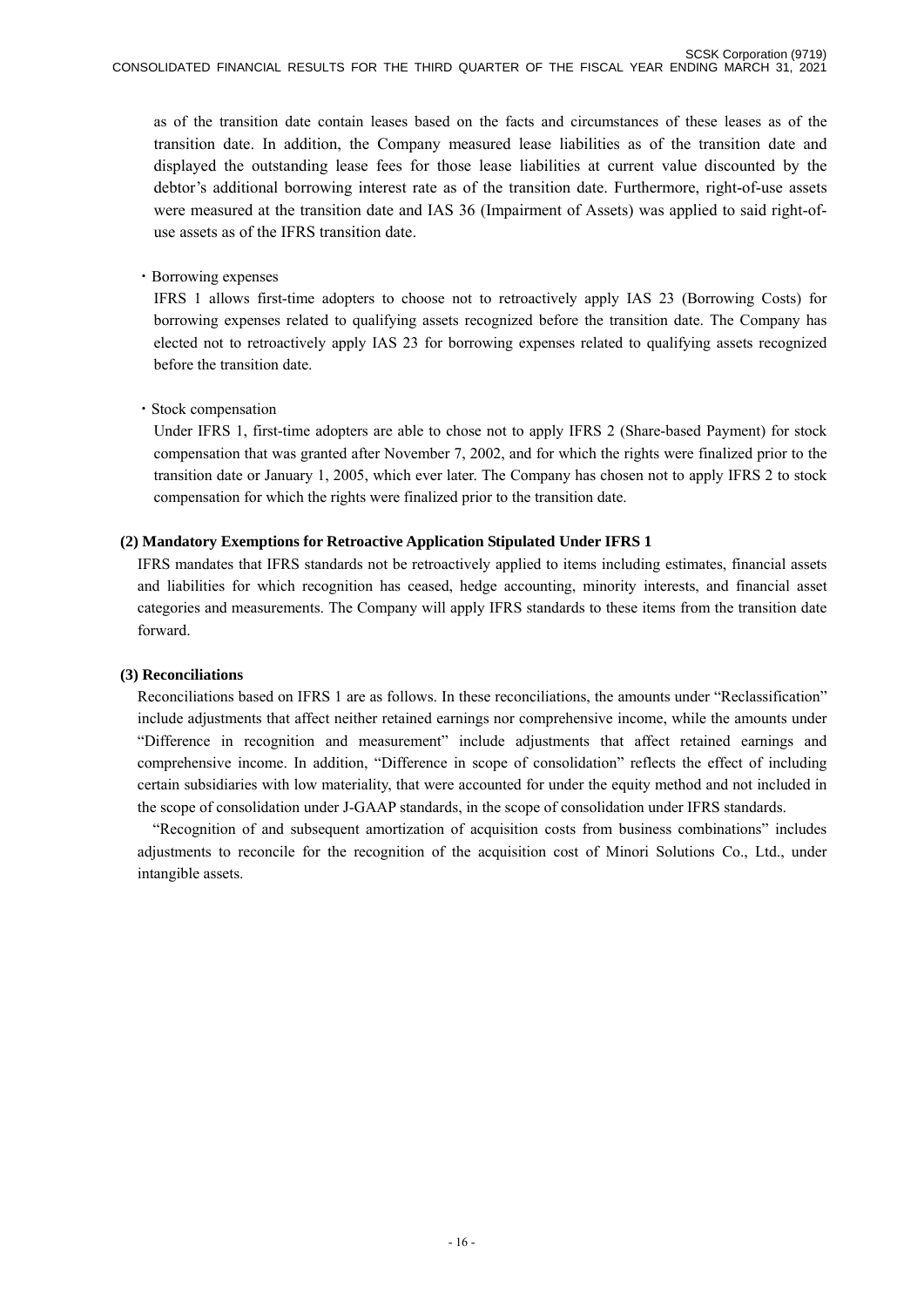as of the transition date contain leases based on the facts and circumstances of these leases as of the transition date. In addition, the Company measured lease liabilities as of the transition date and displayed the outstanding lease fees for those lease liabilities at current value discounted by the debtor's additional borrowing interest rate as of the transition date. Furthermore, right-of-use assets were measured at the transition date and IAS 36 (Impairment of Assets) was applied to said right-of-use assets as of the IFRS transition date.

・Borrowing expenses

IFRS 1 allows first-time adopters to choose not to retroactively apply IAS 23 (Borrowing Costs) for borrowing expenses related to qualifying assets recognized before the transition date. The Company has elected not to retroactively apply IAS 23 for borrowing expenses related to qualifying assets recognized before the transition date.

・Stock compensation

Under IFRS 1, first-time adopters are able to chose not to apply IFRS 2 (Share-based Payment) for stock compensation that was granted after November 7, 2002, and for which the rights were finalized prior to the transition date or January 1, 2005, which ever later. The Company has chosen not to apply IFRS 2 to stock compensation for which the rights were finalized prior to the transition date.

**(2) Mandatory Exemptions for Retroactive Application Stipulated Under IFRS 1**

IFRS mandates that IFRS standards not be retroactively applied to items including estimates, financial assets and liabilities for which recognition has ceased, hedge accounting, minority interests, and financial asset categories and measurements. The Company will apply IFRS standards to these items from the transition date forward.

**(3) Reconciliations**

Reconciliations based on IFRS 1 are as follows. In these reconciliations, the amounts under "Reclassification" include adjustments that affect neither retained earnings nor comprehensive income, while the amounts under "Difference in recognition and measurement" include adjustments that affect retained earnings and comprehensive income. In addition, "Difference in scope of consolidation" reflects the effect of including certain subsidiaries with low materiality, that were accounted for under the equity method and not included in the scope of consolidation under J-GAAP standards, in the scope of consolidation under IFRS standards.

"Recognition of and subsequent amortization of acquisition costs from business combinations" includes adjustments to reconcile for the recognition of the acquisition cost of Minori Solutions Co., Ltd., under intangible assets.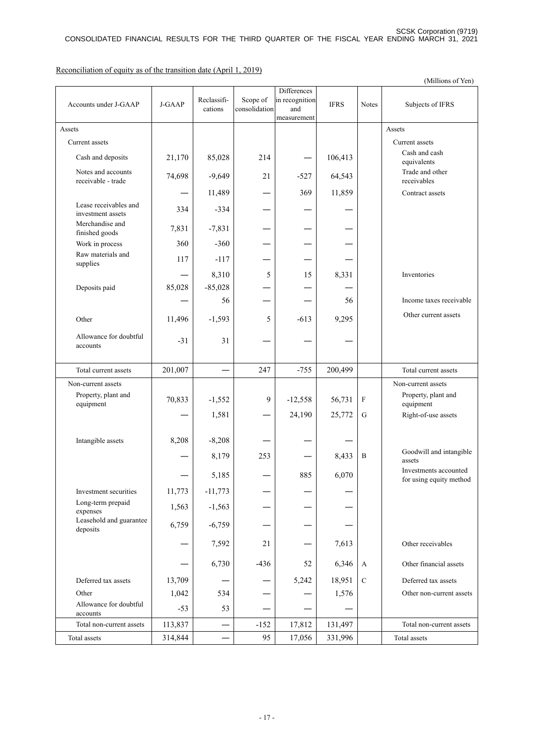Reconciliation of equity as of the transition date (April 1, 2019)

(Millions of Yen)

| Accounts under J-GAAP | J-GAAP | Reclassifi-cations | Scope of consolidation | Differences in recognition and measurement | IFRS | Notes | Subjects of IFRS |
|---|---|---|---|---|---|---|---|
| Assets | | | | | | | Assets |
| Current assets | | | | | | | Current assets |
| Cash and deposits | 21,170 | 85,028 | 214 | — | 106,413 | | Cash and cash equivalents |
| Notes and accounts receivable - trade | 74,698 | -9,649 | 21 | -527 | 64,543 | | Trade and other receivables |
| | — | 11,489 | — | 369 | 11,859 | | Contract assets |
| Lease receivables and investment assets | 334 | -334 | — | — | — | | |
| Merchandise and finished goods | 7,831 | -7,831 | — | — | — | | |
| Work in process | 360 | -360 | — | — | — | | |
| Raw materials and supplies | 117 | -117 | — | — | — | | |
| | — | 8,310 | 5 | 15 | 8,331 | | Inventories |
| Deposits paid | 85,028 | -85,028 | — | — | — | | |
| | — | 56 | — | — | 56 | | Income taxes receivable |
| Other | 11,496 | -1,593 | 5 | -613 | 9,295 | | Other current assets |
| Allowance for doubtful accounts | -31 | 31 | — | — | — | | |
| Total current assets | 201,007 | — | 247 | -755 | 200,499 | | Total current assets |
| Non-current assets | | | | | | | Non-current assets |
| Property, plant and equipment | 70,833 | -1,552 | 9 | -12,558 | 56,731 | F | Property, plant and equipment |
| | — | 1,581 | — | 24,190 | 25,772 | G | Right-of-use assets |
| Intangible assets | 8,208 | -8,208 | — | — | — | | |
| | — | 8,179 | 253 | — | 8,433 | B | Goodwill and intangible assets |
| | — | 5,185 | — | 885 | 6,070 | | Investments accounted for using equity method |
| Investment securities | 11,773 | -11,773 | — | — | — | | |
| Long-term prepaid expenses | 1,563 | -1,563 | — | — | — | | |
| Leasehold and guarantee deposits | 6,759 | -6,759 | — | — | — | | |
| | — | 7,592 | 21 | — | 7,613 | | Other receivables |
| | — | 6,730 | -436 | 52 | 6,346 | A | Other financial assets |
| Deferred tax assets | 13,709 | — | — | 5,242 | 18,951 | C | Deferred tax assets |
| Other | 1,042 | 534 | — | — | 1,576 | | Other non-current assets |
| Allowance for doubtful accounts | -53 | 53 | — | — | — | | |
| Total non-current assets | 113,837 | — | -152 | 17,812 | 131,497 | | Total non-current assets |
| Total assets | 314,844 | — | 95 | 17,056 | 331,996 | | Total assets |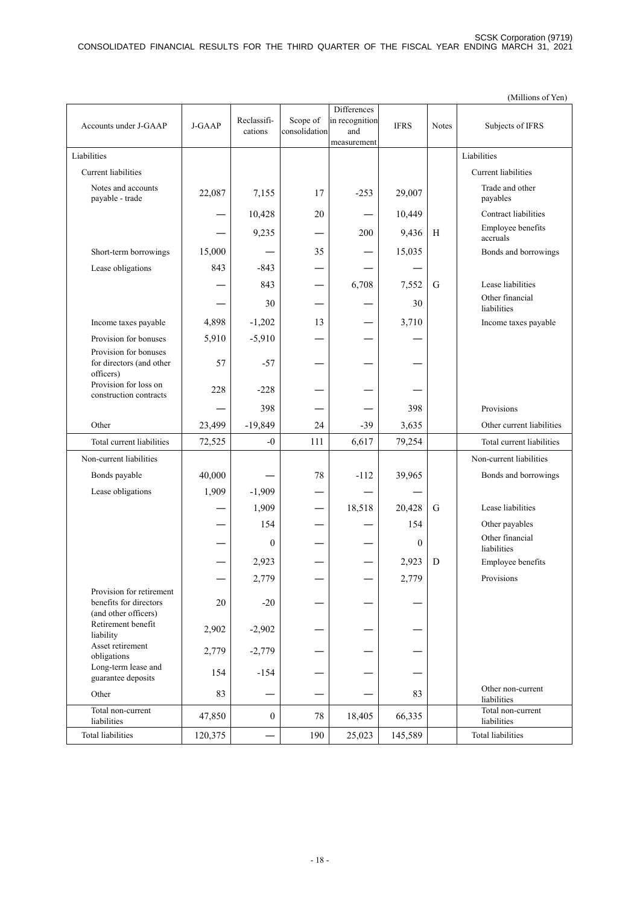(Millions of Yen)

| Accounts under J-GAAP | J-GAAP | Reclassifi-cations | Scope of consolidation | Differences in recognition and measurement | IFRS | Notes | Subjects of IFRS |
|---|---|---|---|---|---|---|---|
| Liabilities | | | | | | | Liabilities |
| Current liabilities | | | | | | | Current liabilities |
| Notes and accounts payable - trade | 22,087 | 7,155 | 17 | -253 | 29,007 | | Trade and other payables |
| | ― | 10,428 | 20 | ― | 10,449 | | Contract liabilities |
| | ― | 9,235 | ― | 200 | 9,436 | H | Employee benefits accruals |
| Short-term borrowings | 15,000 | ― | 35 | ― | 15,035 | | Bonds and borrowings |
| Lease obligations | 843 | -843 | ― | ― | ― | | |
| | ― | 843 | ― | 6,708 | 7,552 | G | Lease liabilities |
| | ― | 30 | ― | ― | 30 | | Other financial liabilities |
| Income taxes payable | 4,898 | -1,202 | 13 | ― | 3,710 | | Income taxes payable |
| Provision for bonuses | 5,910 | -5,910 | ― | ― | ― | | |
| Provision for bonuses for directors (and other officers) | 57 | -57 | ― | ― | ― | | |
| Provision for loss on construction contracts | 228 | -228 | ― | ― | ― | | |
| | ― | 398 | ― | ― | 398 | | Provisions |
| Other | 23,499 | -19,849 | 24 | -39 | 3,635 | | Other current liabilities |
| Total current liabilities | 72,525 | -0 | 111 | 6,617 | 79,254 | | Total current liabilities |
| Non-current liabilities | | | | | | | Non-current liabilities |
| Bonds payable | 40,000 | ― | 78 | -112 | 39,965 | | Bonds and borrowings |
| Lease obligations | 1,909 | -1,909 | ― | ― | ― | | |
| | ― | 1,909 | ― | 18,518 | 20,428 | G | Lease liabilities |
| | ― | 154 | ― | ― | 154 | | Other payables |
| | ― | 0 | ― | ― | 0 | | Other financial liabilities |
| | ― | 2,923 | ― | ― | 2,923 | D | Employee benefits |
| | ― | 2,779 | ― | ― | 2,779 | | Provisions |
| Provision for retirement benefits for directors (and other officers) | 20 | -20 | ― | ― | ― | | |
| Retirement benefit liability | 2,902 | -2,902 | ― | ― | ― | | |
| Asset retirement obligations | 2,779 | -2,779 | ― | ― | ― | | |
| Long-term lease and guarantee deposits | 154 | -154 | ― | ― | ― | | |
| Other | 83 | ― | ― | ― | 83 | | Other non-current liabilities |
| Total non-current liabilities | 47,850 | 0 | 78 | 18,405 | 66,335 | | Total non-current liabilities |
| Total liabilities | 120,375 | ― | 190 | 25,023 | 145,589 | | Total liabilities |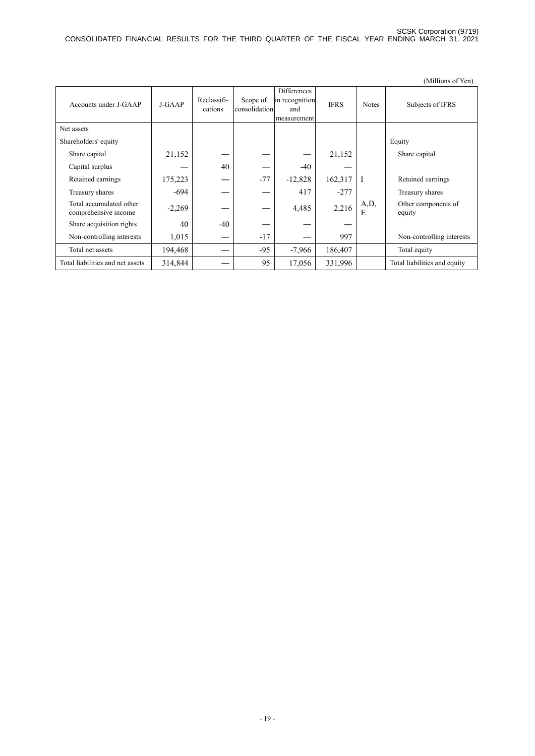(Millions of Yen)

| Accounts under J-GAAP | J-GAAP | Reclassifi-cations | Scope of consolidation | Differences in recognition and measurement | IFRS | Notes | Subjects of IFRS |
|---|---|---|---|---|---|---|---|
| Net assets | | | | | | | |
| Shareholders' equity | | | | | | | Equity |
| Share capital | 21,152 | — | — | — | 21,152 | | Share capital |
| Capital surplus | — | 40 | — | -40 | — | | |
| Retained earnings | 175,223 | — | -77 | -12,828 | 162,317 | I | Retained earnings |
| Treasury shares | -694 | — | — | 417 | -277 | | Treasury shares |
| Total accumulated other comprehensive income | -2,269 | — | — | 4,485 | 2,216 | A,D, E | Other components of equity |
| Share acquisition rights | 40 | -40 | — | — | — | | |
| Non-controlling interests | 1,015 | — | -17 | — | 997 | | Non-controlling interests |
| Total net assets | 194,468 | — | -95 | -7,966 | 186,407 | | Total equity |
| Total liabilities and net assets | 314,844 | — | 95 | 17,056 | 331,996 | | Total liabilities and equity |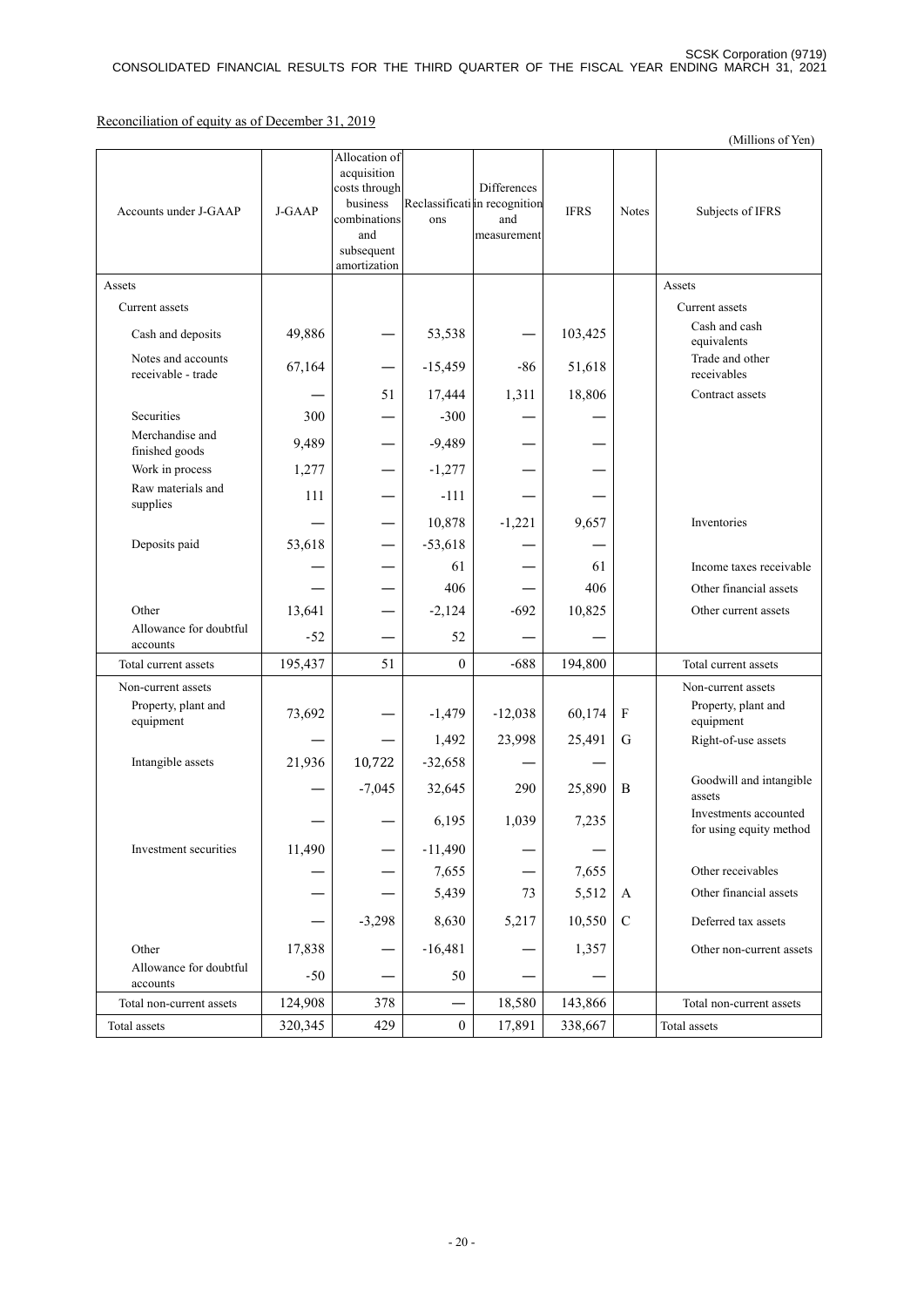Reconciliation of equity as of December 31, 2019

(Millions of Yen)

| Accounts under J-GAAP | J-GAAP | Allocation of acquisition costs through business combinations and subsequent amortization | Reclassifications | Differences in recognition and measurement | IFRS | Notes | Subjects of IFRS |
|---|---|---|---|---|---|---|---|
| Assets | | | | | | | Assets |
| Current assets | | | | | | | Current assets |
| Cash and deposits | 49,886 | — | 53,538 | — | 103,425 | | Cash and cash equivalents |
| Notes and accounts receivable - trade | 67,164 | — | -15,459 | -86 | 51,618 | | Trade and other receivables |
| | — | 51 | 17,444 | 1,311 | 18,806 | | Contract assets |
| Securities | 300 | — | -300 | — | — | | |
| Merchandise and finished goods | 9,489 | — | -9,489 | — | — | | |
| Work in process | 1,277 | — | -1,277 | — | — | | |
| Raw materials and supplies | 111 | — | -111 | — | — | | |
| | — | — | 10,878 | -1,221 | 9,657 | | Inventories |
| Deposits paid | 53,618 | — | -53,618 | — | — | | |
| | — | — | 61 | — | 61 | | Income taxes receivable |
| | — | — | 406 | — | 406 | | Other financial assets |
| Other | 13,641 | — | -2,124 | -692 | 10,825 | | Other current assets |
| Allowance for doubtful accounts | -52 | — | 52 | — | — | | |
| Total current assets | 195,437 | 51 | 0 | -688 | 194,800 | | Total current assets |
| Non-current assets | | | | | | | Non-current assets |
| Property, plant and equipment | 73,692 | — | -1,479 | -12,038 | 60,174 | F | Property, plant and equipment |
| | — | — | 1,492 | 23,998 | 25,491 | G | Right-of-use assets |
| Intangible assets | 21,936 | 10,722 | -32,658 | — | — | | |
| | — | -7,045 | 32,645 | 290 | 25,890 | B | Goodwill and intangible assets |
| | — | — | 6,195 | 1,039 | 7,235 | | Investments accounted for using equity method |
| Investment securities | 11,490 | — | -11,490 | — | — | | |
| | — | — | 7,655 | — | 7,655 | | Other receivables |
| | — | — | 5,439 | 73 | 5,512 | A | Other financial assets |
| | — | -3,298 | 8,630 | 5,217 | 10,550 | C | Deferred tax assets |
| Other | 17,838 | — | -16,481 | — | 1,357 | | Other non-current assets |
| Allowance for doubtful accounts | -50 | — | 50 | — | — | | |
| Total non-current assets | 124,908 | 378 | — | 18,580 | 143,866 | | Total non-current assets |
| Total assets | 320,345 | 429 | 0 | 17,891 | 338,667 | | Total assets |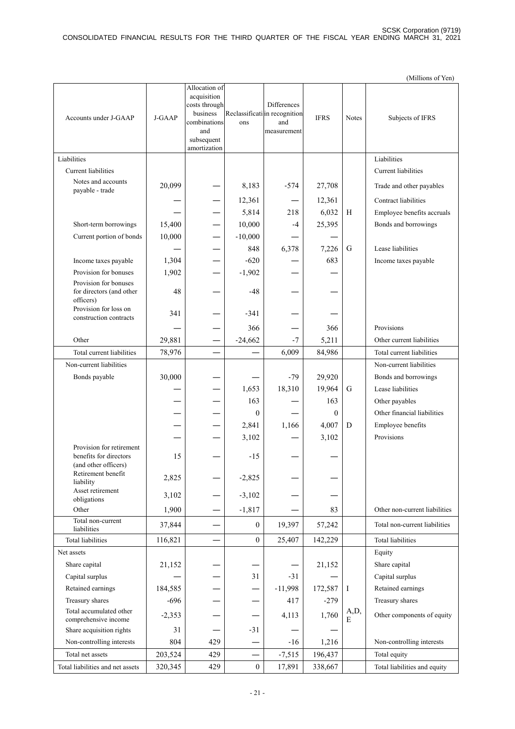(Millions of Yen)

| Accounts under J-GAAP | J-GAAP | Allocation of acquisition costs through business combinations and subsequent amortization | Reclassifications | Differences in recognition and measurement | IFRS | Notes | Subjects of IFRS |
|---|---|---|---|---|---|---|---|
| Liabilities | | | | | | | Liabilities |
| Current liabilities | | | | | | | Current liabilities |
| Notes and accounts payable - trade | 20,099 | — | 8,183 | -574 | 27,708 | | Trade and other payables |
| | — | — | 12,361 | — | 12,361 | | Contract liabilities |
| | — | — | 5,814 | 218 | 6,032 | H | Employee benefits accruals |
| Short-term borrowings | 15,400 | — | 10,000 | -4 | 25,395 | | Bonds and borrowings |
| Current portion of bonds | 10,000 | — | -10,000 | — | — | | |
| | — | — | 848 | 6,378 | 7,226 | G | Lease liabilities |
| Income taxes payable | 1,304 | — | -620 | — | 683 | | Income taxes payable |
| Provision for bonuses | 1,902 | — | -1,902 | — | — | | |
| Provision for bonuses for directors (and other officers) | 48 | — | -48 | — | — | | |
| Provision for loss on construction contracts | 341 | — | -341 | — | — | | |
| | — | — | 366 | — | 366 | | Provisions |
| Other | 29,881 | — | -24,662 | -7 | 5,211 | | Other current liabilities |
| Total current liabilities | 78,976 | — | — | 6,009 | 84,986 | | Total current liabilities |
| Non-current liabilities | | | | | | | Non-current liabilities |
| Bonds payable | 30,000 | — | — | -79 | 29,920 | | Bonds and borrowings |
| | — | — | 1,653 | 18,310 | 19,964 | G | Lease liabilities |
| | — | — | 163 | — | 163 | | Other payables |
| | — | — | 0 | — | 0 | | Other financial liabilities |
| | — | — | 2,841 | 1,166 | 4,007 | D | Employee benefits |
| | — | — | 3,102 | — | 3,102 | | Provisions |
| Provision for retirement benefits for directors (and other officers) | 15 | — | -15 | — | — | | |
| Retirement benefit liability | 2,825 | — | -2,825 | — | — | | |
| Asset retirement obligations | 3,102 | — | -3,102 | — | — | | |
| Other | 1,900 | — | -1,817 | — | 83 | | Other non-current liabilities |
| Total non-current liabilities | 37,844 | — | 0 | 19,397 | 57,242 | | Total non-current liabilities |
| Total liabilities | 116,821 | — | 0 | 25,407 | 142,229 | | Total liabilities |
| Net assets | | | | | | | Equity |
| Share capital | 21,152 | — | — | — | 21,152 | | Share capital |
| Capital surplus | — | — | 31 | -31 | — | | Capital surplus |
| Retained earnings | 184,585 | — | — | -11,998 | 172,587 | I | Retained earnings |
| Treasury shares | -696 | — | — | 417 | -279 | | Treasury shares |
| Total accumulated other comprehensive income | -2,353 | — | — | 4,113 | 1,760 | A,D, E | Other components of equity |
| Share acquisition rights | 31 | — | -31 | — | — | | |
| Non-controlling interests | 804 | 429 | — | -16 | 1,216 | | Non-controlling interests |
| Total net assets | 203,524 | 429 | — | -7,515 | 196,437 | | Total equity |
| Total liabilities and net assets | 320,345 | 429 | 0 | 17,891 | 338,667 | | Total liabilities and equity |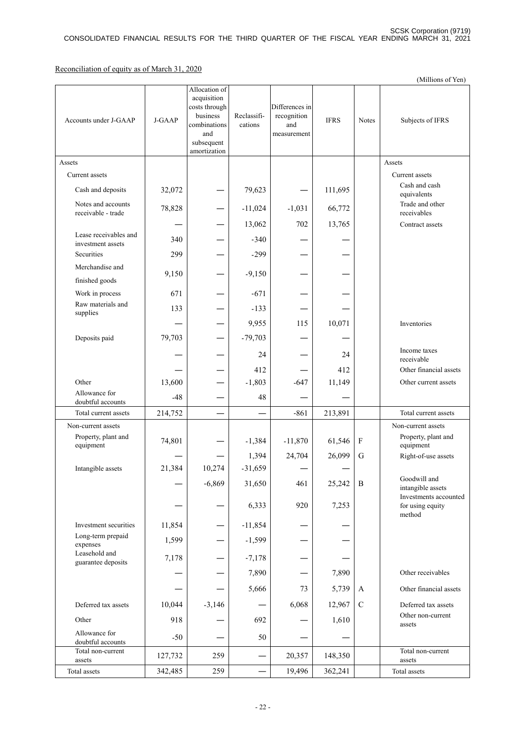Reconciliation of equity as of March 31, 2020

(Millions of Yen)

| Accounts under J-GAAP | J-GAAP | Allocation of acquisition costs through business combinations and subsequent amortization | Reclassifi-cations | Differences in recognition and measurement | IFRS | Notes | Subjects of IFRS |
|---|---|---|---|---|---|---|---|
| Assets | | | | | | | Assets |
| Current assets | | | | | | | Current assets |
| Cash and deposits | 32,072 | — | 79,623 | — | 111,695 | | Cash and cash equivalents |
| Notes and accounts receivable - trade | 78,828 | — | -11,024 | -1,031 | 66,772 | | Trade and other receivables |
| | — | — | 13,062 | 702 | 13,765 | | Contract assets |
| Lease receivables and investment assets | 340 | — | -340 | — | — | | |
| Securities | 299 | — | -299 | — | — | | |
| Merchandise and finished goods | 9,150 | — | -9,150 | — | — | | |
| Work in process | 671 | — | -671 | — | — | | |
| Raw materials and supplies | 133 | — | -133 | — | — | | |
| | — | — | 9,955 | 115 | 10,071 | | Inventories |
| Deposits paid | 79,703 | — | -79,703 | — | — | | |
| | — | — | 24 | — | 24 | | Income taxes receivable |
| | — | — | 412 | — | 412 | | Other financial assets |
| Other | 13,600 | — | -1,803 | -647 | 11,149 | | Other current assets |
| Allowance for doubtful accounts | -48 | — | 48 | — | — | | |
| Total current assets | 214,752 | — | — | -861 | 213,891 | | Total current assets |
| Non-current assets | | | | | | | Non-current assets |
| Property, plant and equipment | 74,801 | — | -1,384 | -11,870 | 61,546 | F | Property, plant and equipment |
| | — | — | 1,394 | 24,704 | 26,099 | G | Right-of-use assets |
| Intangible assets | 21,384 | 10,274 | -31,659 | — | — | | |
| | — | -6,869 | 31,650 | 461 | 25,242 | B | Goodwill and intangible assets |
| | — | — | 6,333 | 920 | 7,253 | | Investments accounted for using equity method |
| Investment securities | 11,854 | — | -11,854 | — | — | | |
| Long-term prepaid expenses | 1,599 | — | -1,599 | — | — | | |
| Leasehold and guarantee deposits | 7,178 | — | -7,178 | — | — | | |
| | — | — | 7,890 | — | 7,890 | | Other receivables |
| | — | — | 5,666 | 73 | 5,739 | A | Other financial assets |
| Deferred tax assets | 10,044 | -3,146 | — | 6,068 | 12,967 | C | Deferred tax assets |
| Other | 918 | — | 692 | — | 1,610 | | Other non-current assets |
| Allowance for doubtful accounts | -50 | — | 50 | — | — | | |
| Total non-current assets | 127,732 | 259 | — | 20,357 | 148,350 | | Total non-current assets |
| Total assets | 342,485 | 259 | — | 19,496 | 362,241 | | Total assets |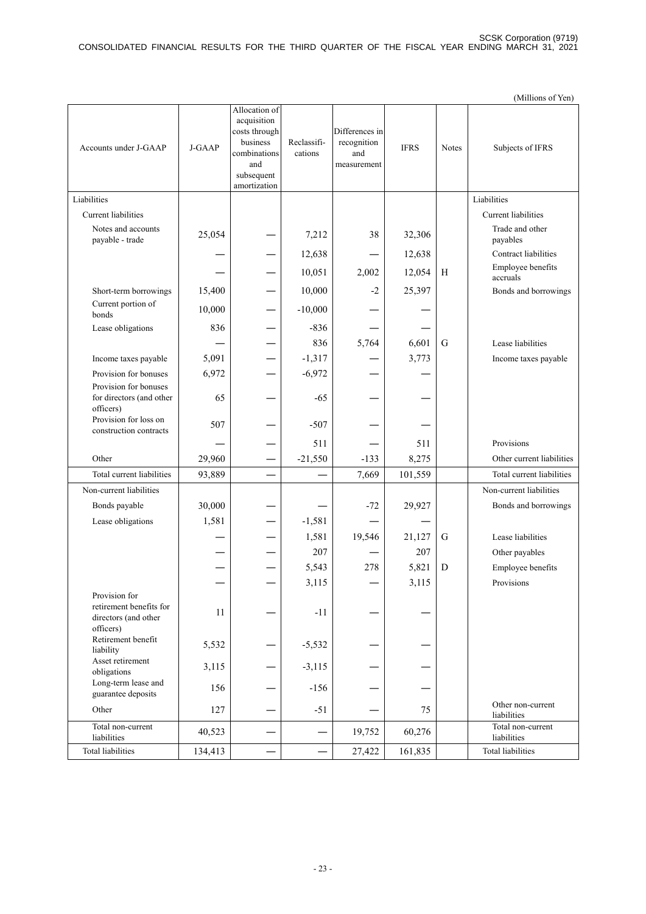(Millions of Yen)

| Accounts under J-GAAP | J-GAAP | Allocation of acquisition costs through business combinations and subsequent amortization | Reclassifi-cations | Differences in recognition and measurement | IFRS | Notes | Subjects of IFRS |
|---|---|---|---|---|---|---|---|
| Liabilities | | | | | | | Liabilities |
| Current liabilities | | | | | | | Current liabilities |
| Notes and accounts payable - trade | 25,054 | — | 7,212 | 38 | 32,306 | | Trade and other payables |
| | — | — | 12,638 | — | 12,638 | | Contract liabilities |
| | — | — | 10,051 | 2,002 | 12,054 | H | Employee benefits accruals |
| Short-term borrowings | 15,400 | — | 10,000 | -2 | 25,397 | | Bonds and borrowings |
| Current portion of bonds | 10,000 | — | -10,000 | — | — | | |
| Lease obligations | 836 | — | -836 | — | — | | |
| | — | — | 836 | 5,764 | 6,601 | G | Lease liabilities |
| Income taxes payable | 5,091 | — | -1,317 | — | 3,773 | | Income taxes payable |
| Provision for bonuses | 6,972 | — | -6,972 | — | — | | |
| Provision for bonuses for directors (and other officers) | 65 | — | -65 | — | — | | |
| Provision for loss on construction contracts | 507 | — | -507 | — | — | | |
| | — | — | 511 | — | 511 | | Provisions |
| Other | 29,960 | — | -21,550 | -133 | 8,275 | | Other current liabilities |
| Total current liabilities | 93,889 | — | — | 7,669 | 101,559 | | Total current liabilities |
| Non-current liabilities | | | | | | | Non-current liabilities |
| Bonds payable | 30,000 | — | — | -72 | 29,927 | | Bonds and borrowings |
| Lease obligations | 1,581 | — | -1,581 | — | — | | |
| | — | — | 1,581 | 19,546 | 21,127 | G | Lease liabilities |
| | — | — | 207 | — | 207 | | Other payables |
| | — | — | 5,543 | 278 | 5,821 | D | Employee benefits |
| | — | — | 3,115 | — | 3,115 | | Provisions |
| Provision for retirement benefits for directors (and other officers) | 11 | — | -11 | — | — | | |
| Retirement benefit liability | 5,532 | — | -5,532 | — | — | | |
| Asset retirement obligations | 3,115 | — | -3,115 | — | — | | |
| Long-term lease and guarantee deposits | 156 | — | -156 | — | — | | |
| Other | 127 | — | -51 | — | 75 | | Other non-current liabilities |
| Total non-current liabilities | 40,523 | — | — | 19,752 | 60,276 | | Total non-current liabilities |
| Total liabilities | 134,413 | — | — | 27,422 | 161,835 | | Total liabilities |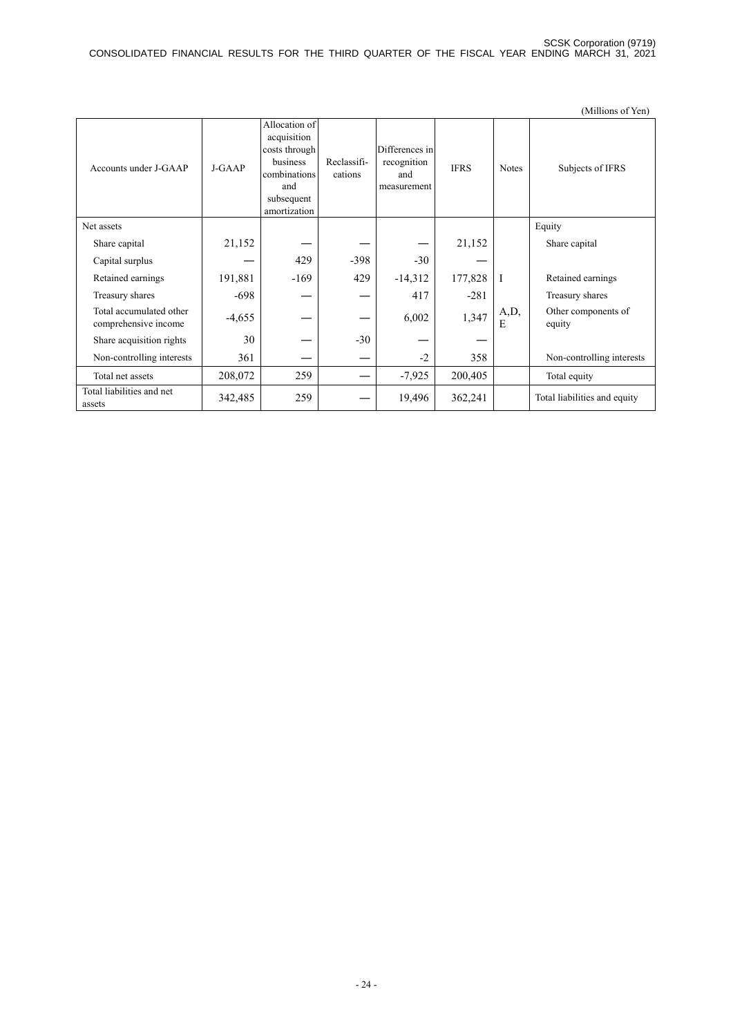(Millions of Yen)

| Accounts under J-GAAP | J-GAAP | Allocation of acquisition costs through business combinations and subsequent amortization | Reclassifi-cations | Differences in recognition and measurement | IFRS | Notes | Subjects of IFRS |
|---|---|---|---|---|---|---|---|
| Net assets | | | | | | | Equity |
| Share capital | 21,152 | — | — | — | 21,152 | | Share capital |
| Capital surplus | — | 429 | -398 | -30 | — | | |
| Retained earnings | 191,881 | -169 | 429 | -14,312 | 177,828 | I | Retained earnings |
| Treasury shares | -698 | — | — | 417 | -281 | | Treasury shares |
| Total accumulated other comprehensive income | -4,655 | — | — | 6,002 | 1,347 | A,D, E | Other components of equity |
| Share acquisition rights | 30 | — | -30 | — | — | | |
| Non-controlling interests | 361 | — | — | -2 | 358 | | Non-controlling interests |
| Total net assets | 208,072 | 259 | — | -7,925 | 200,405 | | Total equity |
| Total liabilities and net assets | 342,485 | 259 | — | 19,496 | 362,241 | | Total liabilities and equity |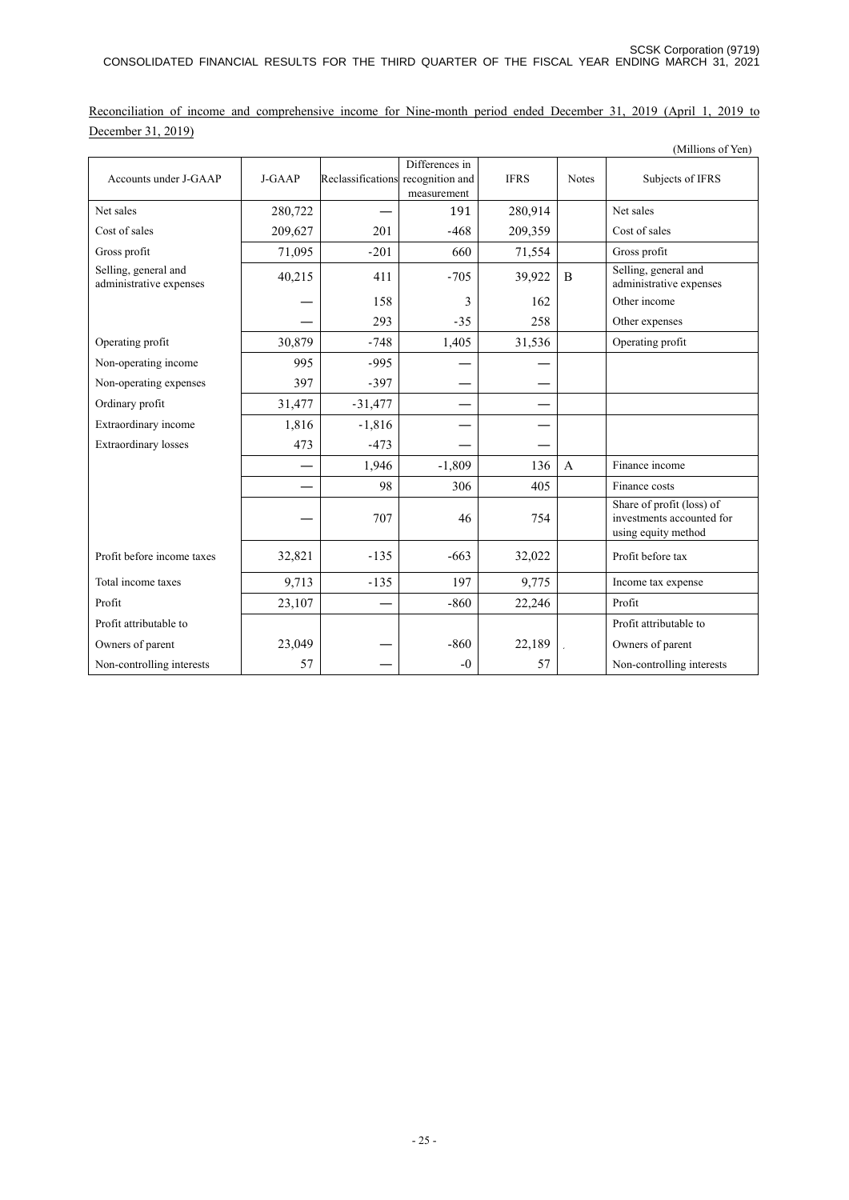Reconciliation of income and comprehensive income for Nine-month period ended December 31, 2019 (April 1, 2019 to December 31, 2019)

(Millions of Yen)

| Accounts under J-GAAP | J-GAAP | Reclassifications | Differences in recognition and measurement | IFRS | Notes | Subjects of IFRS |
|---|---|---|---|---|---|---|
| Net sales | 280,722 | ― | 191 | 280,914 | | Net sales |
| Cost of sales | 209,627 | 201 | -468 | 209,359 | | Cost of sales |
| Gross profit | 71,095 | -201 | 660 | 71,554 | | Gross profit |
| Selling, general and administrative expenses | 40,215 | 411 | -705 | 39,922 | B | Selling, general and administrative expenses |
| | ― | 158 | 3 | 162 | | Other income |
| | ― | 293 | -35 | 258 | | Other expenses |
| Operating profit | 30,879 | -748 | 1,405 | 31,536 | | Operating profit |
| Non-operating income | 995 | -995 | ― | ― | | |
| Non-operating expenses | 397 | -397 | ― | ― | | |
| Ordinary profit | 31,477 | -31,477 | ― | ― | | |
| Extraordinary income | 1,816 | -1,816 | ― | ― | | |
| Extraordinary losses | 473 | -473 | ― | ― | | |
| | ― | 1,946 | -1,809 | 136 | A | Finance income |
| | ― | 98 | 306 | 405 | | Finance costs |
| | ― | 707 | 46 | 754 | | Share of profit (loss) of investments accounted for using equity method |
| Profit before income taxes | 32,821 | -135 | -663 | 32,022 | | Profit before tax |
| Total income taxes | 9,713 | -135 | 197 | 9,775 | | Income tax expense |
| Profit | 23,107 | ― | -860 | 22,246 | | Profit |
| Profit attributable to | | | | | | Profit attributable to |
| Owners of parent | 23,049 | ― | -860 | 22,189 | | Owners of parent |
| Non-controlling interests | 57 | ― | -0 | 57 | | Non-controlling interests |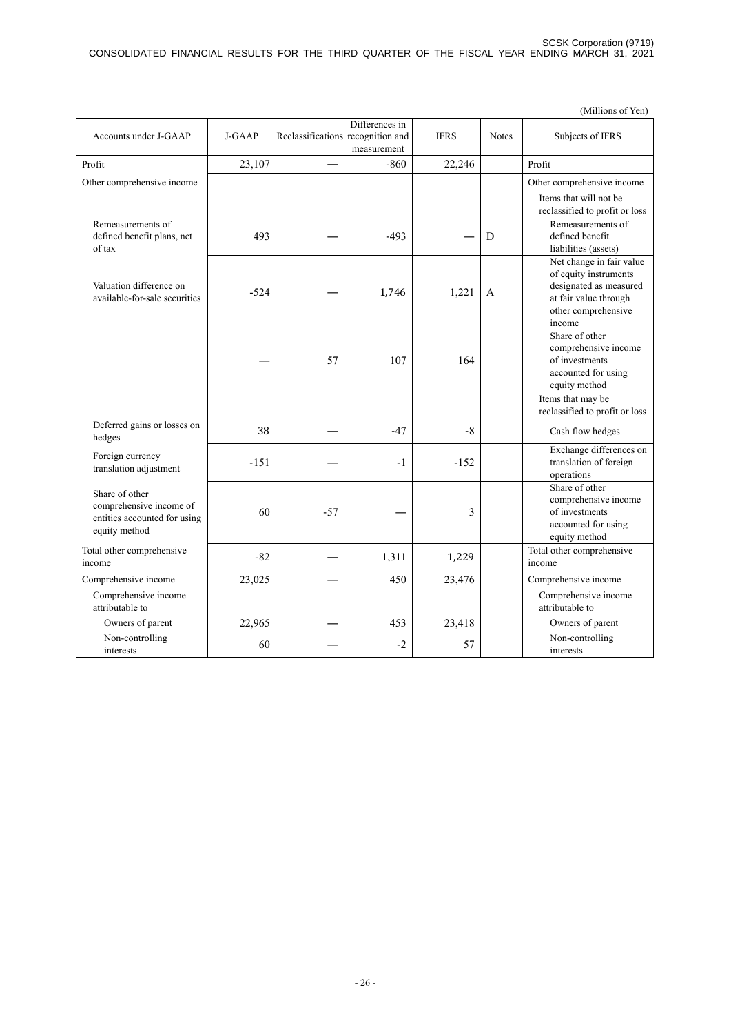(Millions of Yen)

| Accounts under J-GAAP | J-GAAP | Reclassifications | Differences in recognition and measurement | IFRS | Notes | Subjects of IFRS |
|---|---|---|---|---|---|---|
| Profit | 23,107 | — | -860 | 22,246 | | Profit |
| Other comprehensive income | | | | | | Other comprehensive income |
| | | | | | | Items that will not be reclassified to profit or loss |
| Remeasurements of defined benefit plans, net of tax | 493 | — | -493 | — | D | Remeasurements of defined benefit liabilities (assets) |
| Valuation difference on available-for-sale securities | -524 | — | 1,746 | 1,221 | A | Net change in fair value of equity instruments designated as measured at fair value through other comprehensive income |
| | — | 57 | 107 | 164 | | Share of other comprehensive income of investments accounted for using equity method |
| | | | | | | Items that may be reclassified to profit or loss |
| Deferred gains or losses on hedges | 38 | — | -47 | -8 | | Cash flow hedges |
| Foreign currency translation adjustment | -151 | — | -1 | -152 | | Exchange differences on translation of foreign operations |
| Share of other comprehensive income of entities accounted for using equity method | 60 | -57 | — | 3 | | Share of other comprehensive income of investments accounted for using equity method |
| Total other comprehensive income | -82 | — | 1,311 | 1,229 | | Total other comprehensive income |
| Comprehensive income | 23,025 | — | 450 | 23,476 | | Comprehensive income |
| Comprehensive income attributable to | | | | | | Comprehensive income attributable to |
| Owners of parent | 22,965 | — | 453 | 23,418 | | Owners of parent |
| Non-controlling interests | 60 | — | -2 | 57 | | Non-controlling interests |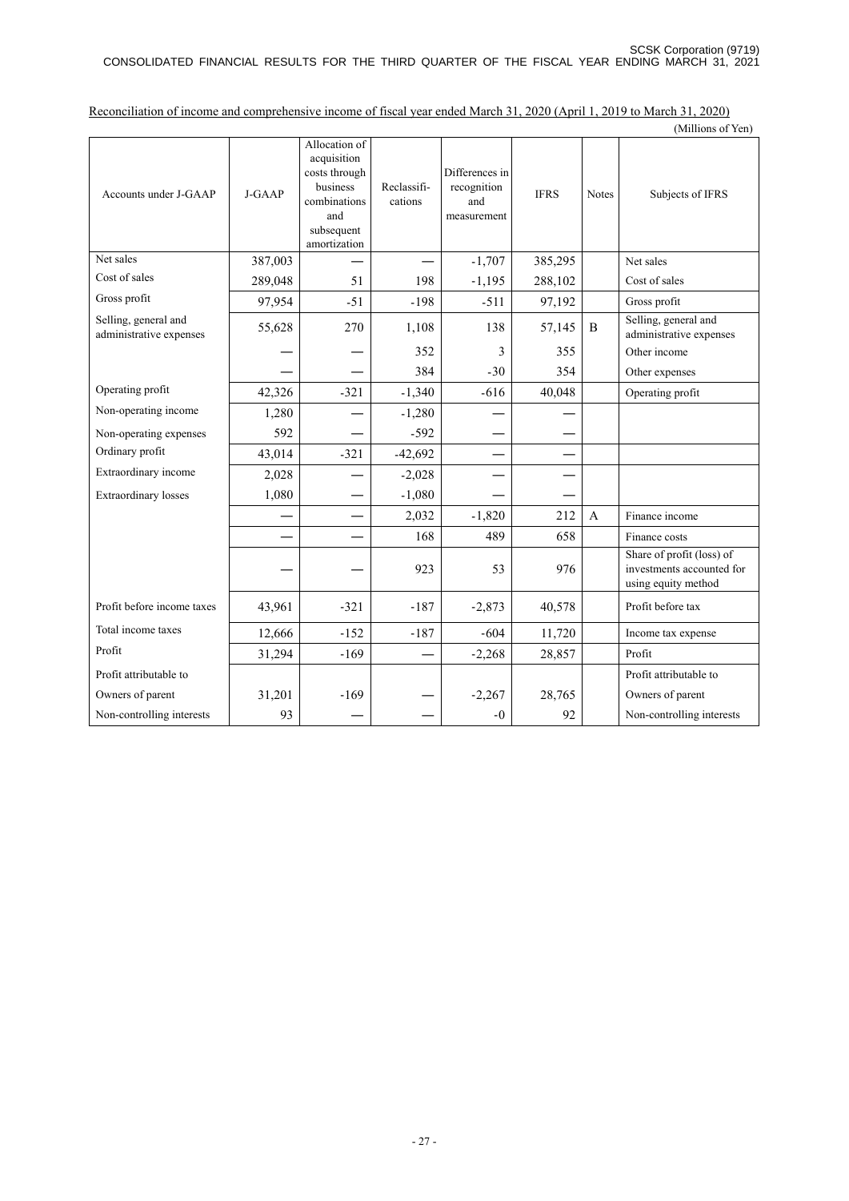Reconciliation of income and comprehensive income of fiscal year ended March 31, 2020 (April 1, 2019 to March 31, 2020)

(Millions of Yen)

| Accounts under J-GAAP | J-GAAP | Allocation of acquisition costs through business combinations and subsequent amortization | Reclassifi-cations | Differences in recognition and measurement | IFRS | Notes | Subjects of IFRS |
|---|---|---|---|---|---|---|---|
| Net sales | 387,003 | — | — | -1,707 | 385,295 | | Net sales |
| Cost of sales | 289,048 | 51 | 198 | -1,195 | 288,102 | | Cost of sales |
| Gross profit | 97,954 | -51 | -198 | -511 | 97,192 | | Gross profit |
| Selling, general and administrative expenses | 55,628 | 270 | 1,108 | 138 | 57,145 | B | Selling, general and administrative expenses |
| | — | — | 352 | 3 | 355 | | Other income |
| | — | — | 384 | -30 | 354 | | Other expenses |
| Operating profit | 42,326 | -321 | -1,340 | -616 | 40,048 | | Operating profit |
| Non-operating income | 1,280 | — | -1,280 | — | — | | |
| Non-operating expenses | 592 | — | -592 | — | — | | |
| Ordinary profit | 43,014 | -321 | -42,692 | — | — | | |
| Extraordinary income | 2,028 | — | -2,028 | — | — | | |
| Extraordinary losses | 1,080 | — | -1,080 | — | — | | |
| | — | — | 2,032 | -1,820 | 212 | A | Finance income |
| | — | — | 168 | 489 | 658 | | Finance costs |
| | — | — | 923 | 53 | 976 | | Share of profit (loss) of investments accounted for using equity method |
| Profit before income taxes | 43,961 | -321 | -187 | -2,873 | 40,578 | | Profit before tax |
| Total income taxes | 12,666 | -152 | -187 | -604 | 11,720 | | Income tax expense |
| Profit | 31,294 | -169 | — | -2,268 | 28,857 | | Profit |
| Profit attributable to | | | | | | | Profit attributable to |
| Owners of parent | 31,201 | -169 | — | -2,267 | 28,765 | | Owners of parent |
| Non-controlling interests | 93 | — | — | -0 | 92 | | Non-controlling interests |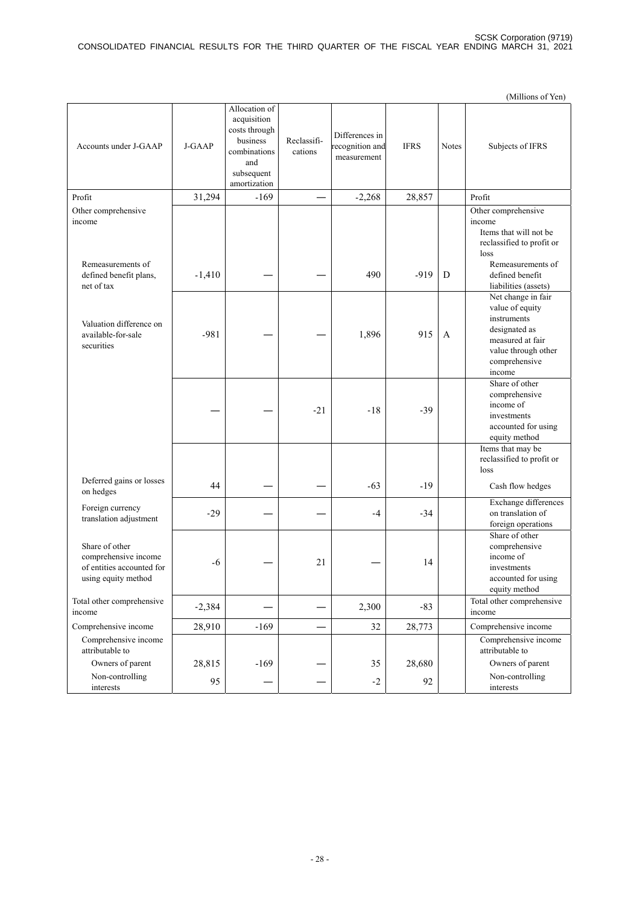(Millions of Yen)

| Accounts under J-GAAP | J-GAAP | Allocation of acquisition costs through business combinations and subsequent amortization | Reclassifi-cations | Differences in recognition and measurement | IFRS | Notes | Subjects of IFRS |
|---|---|---|---|---|---|---|---|
| Profit | 31,294 | -169 | — | -2,268 | 28,857 | | Profit |
| Other comprehensive income | | | | | | | Other comprehensive income |
| | | | | | | | Items that will not be reclassified to profit or loss |
| Remeasurements of defined benefit plans, net of tax | -1,410 | — | — | 490 | -919 | D | Remeasurements of defined benefit liabilities (assets) |
| Valuation difference on available-for-sale securities | -981 | — | — | 1,896 | 915 | A | Net change in fair value of equity instruments designated as measured at fair value through other comprehensive income |
| | — | — | -21 | -18 | -39 | | Share of other comprehensive income of investments accounted for using equity method |
| | | | | | | | Items that may be reclassified to profit or loss |
| Deferred gains or losses on hedges | 44 | — | — | -63 | -19 | | Cash flow hedges |
| Foreign currency translation adjustment | -29 | — | — | -4 | -34 | | Exchange differences on translation of foreign operations |
| Share of other comprehensive income of entities accounted for using equity method | -6 | — | 21 | — | 14 | | Share of other comprehensive income of investments accounted for using equity method |
| Total other comprehensive income | -2,384 | — | — | 2,300 | -83 | | Total other comprehensive income |
| Comprehensive income | 28,910 | -169 | — | 32 | 28,773 | | Comprehensive income |
| Comprehensive income attributable to | | | | | | | Comprehensive income attributable to |
| Owners of parent | 28,815 | -169 | — | 35 | 28,680 | | Owners of parent |
| Non-controlling interests | 95 | — | — | -2 | 92 | | Non-controlling interests |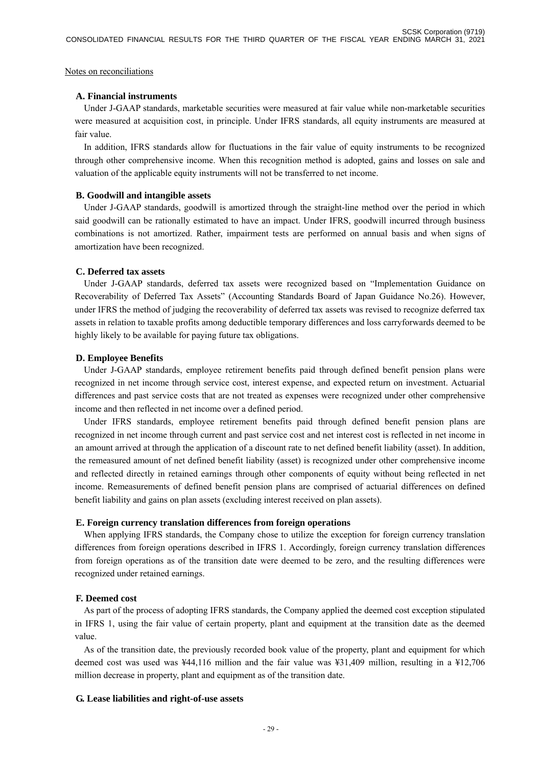Notes on reconciliations

### A. Financial instruments

Under J-GAAP standards, marketable securities were measured at fair value while non-marketable securities were measured at acquisition cost, in principle. Under IFRS standards, all equity instruments are measured at fair value.

In addition, IFRS standards allow for fluctuations in the fair value of equity instruments to be recognized through other comprehensive income. When this recognition method is adopted, gains and losses on sale and valuation of the applicable equity instruments will not be transferred to net income.

### B. Goodwill and intangible assets

Under J-GAAP standards, goodwill is amortized through the straight-line method over the period in which said goodwill can be rationally estimated to have an impact. Under IFRS, goodwill incurred through business combinations is not amortized. Rather, impairment tests are performed on annual basis and when signs of amortization have been recognized.

### C. Deferred tax assets

Under J-GAAP standards, deferred tax assets were recognized based on "Implementation Guidance on Recoverability of Deferred Tax Assets" (Accounting Standards Board of Japan Guidance No.26). However, under IFRS the method of judging the recoverability of deferred tax assets was revised to recognize deferred tax assets in relation to taxable profits among deductible temporary differences and loss carryforwards deemed to be highly likely to be available for paying future tax obligations.

### D. Employee Benefits

Under J-GAAP standards, employee retirement benefits paid through defined benefit pension plans were recognized in net income through service cost, interest expense, and expected return on investment. Actuarial differences and past service costs that are not treated as expenses were recognized under other comprehensive income and then reflected in net income over a defined period.

Under IFRS standards, employee retirement benefits paid through defined benefit pension plans are recognized in net income through current and past service cost and net interest cost is reflected in net income in an amount arrived at through the application of a discount rate to net defined benefit liability (asset). In addition, the remeasured amount of net defined benefit liability (asset) is recognized under other comprehensive income and reflected directly in retained earnings through other components of equity without being reflected in net income. Remeasurements of defined benefit pension plans are comprised of actuarial differences on defined benefit liability and gains on plan assets (excluding interest received on plan assets).

### E. Foreign currency translation differences from foreign operations

When applying IFRS standards, the Company chose to utilize the exception for foreign currency translation differences from foreign operations described in IFRS 1. Accordingly, foreign currency translation differences from foreign operations as of the transition date were deemed to be zero, and the resulting differences were recognized under retained earnings.

### F. Deemed cost

As part of the process of adopting IFRS standards, the Company applied the deemed cost exception stipulated in IFRS 1, using the fair value of certain property, plant and equipment at the transition date as the deemed value.

As of the transition date, the previously recorded book value of the property, plant and equipment for which deemed cost was used was ¥44,116 million and the fair value was ¥31,409 million, resulting in a ¥12,706 million decrease in property, plant and equipment as of the transition date.

### G. Lease liabilities and right-of-use assets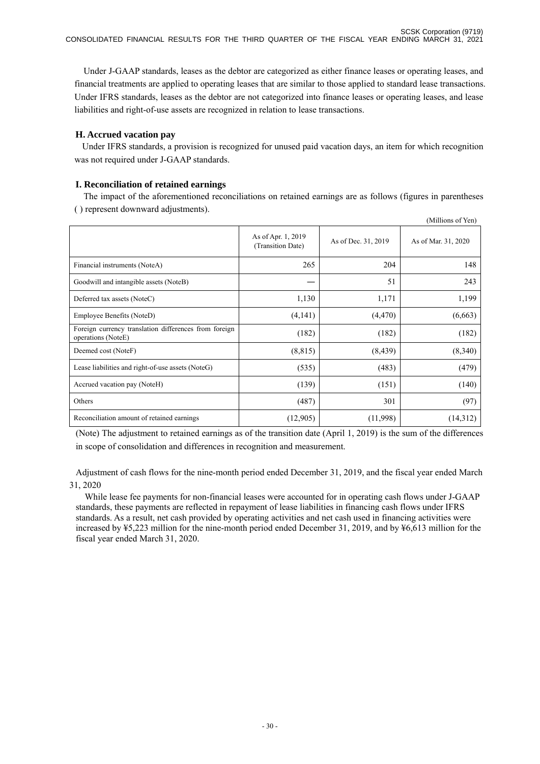Under J-GAAP standards, leases as the debtor are categorized as either finance leases or operating leases, and financial treatments are applied to operating leases that are similar to those applied to standard lease transactions. Under IFRS standards, leases as the debtor are not categorized into finance leases or operating leases, and lease liabilities and right-of-use assets are recognized in relation to lease transactions.

### H. Accrued vacation pay

Under IFRS standards, a provision is recognized for unused paid vacation days, an item for which recognition was not required under J-GAAP standards.

### I. Reconciliation of retained earnings

The impact of the aforementioned reconciliations on retained earnings are as follows (figures in parentheses ( ) represent downward adjustments).

(Millions of Yen)

| | As of Apr. 1, 2019 (Transition Date) | As of Dec. 31, 2019 | As of Mar. 31, 2020 |
|---|---|---|---|
| Financial instruments (NoteA) | 265 | 204 | 148 |
| Goodwill and intangible assets (NoteB) | — | 51 | 243 |
| Deferred tax assets (NoteC) | 1,130 | 1,171 | 1,199 |
| Employee Benefits (NoteD) | (4,141) | (4,470) | (6,663) |
| Foreign currency translation differences from foreign operations (NoteE) | (182) | (182) | (182) |
| Deemed cost (NoteF) | (8,815) | (8,439) | (8,340) |
| Lease liabilities and right-of-use assets (NoteG) | (535) | (483) | (479) |
| Accrued vacation pay (NoteH) | (139) | (151) | (140) |
| Others | (487) | 301 | (97) |
| Reconciliation amount of retained earnings | (12,905) | (11,998) | (14,312) |

(Note) The adjustment to retained earnings as of the transition date (April 1, 2019) is the sum of the differences in scope of consolidation and differences in recognition and measurement.

Adjustment of cash flows for the nine-month period ended December 31, 2019, and the fiscal year ended March 31, 2020

While lease fee payments for non-financial leases were accounted for in operating cash flows under J-GAAP standards, these payments are reflected in repayment of lease liabilities in financing cash flows under IFRS standards. As a result, net cash provided by operating activities and net cash used in financing activities were increased by ¥5,223 million for the nine-month period ended December 31, 2019, and by ¥6,613 million for the fiscal year ended March 31, 2020.